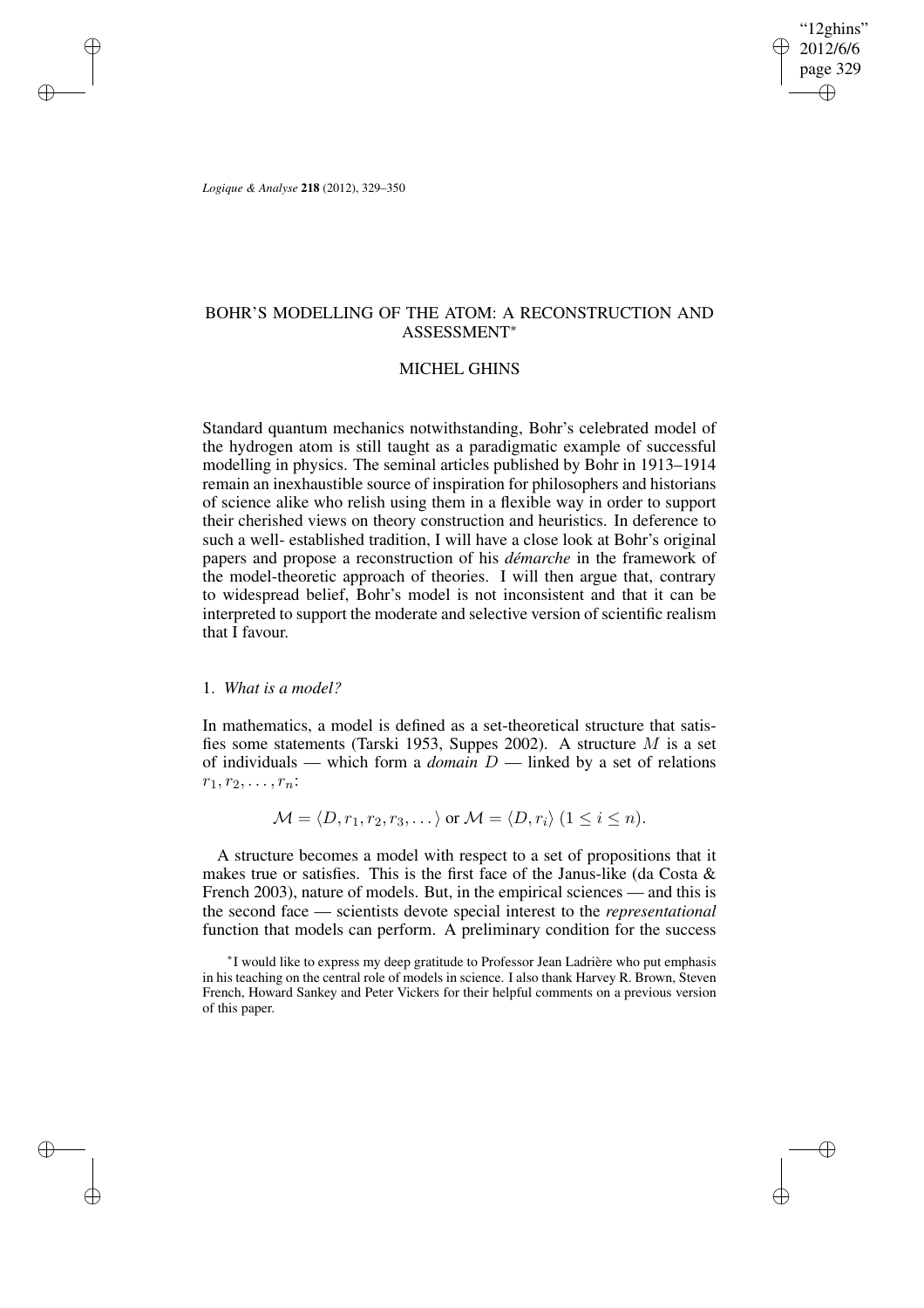# BOHR'S MODELLING OF THE ATOM: A RECONSTRUCTION AND ASSESSMENT*

## MICHEL GHINS

Standard quantum mechanics notwithstanding, Bohr's celebrated model of the hydrogen atom is still taught as a paradigmatic example of successful modelling in physics. The seminal articles published by Bohr in 1913–1914 remain an inexhaustible source of inspiration for philosophers and historians of science alike who relish using them in a flexible way in order to support their cherished views on theory construction and heuristics. In deference to such a well- established tradition, I will have a close look at Bohr's original papers and propose a reconstruction of his *démarche* in the framework of the model-theoretic approach of theories. I will then argue that, contrary to widespread belief, Bohr's model is not inconsistent and that it can be interpreted to support the moderate and selective version of scientific realism that I favour.

### 1. *What is a model?*

In mathematics, a model is defined as a set-theoretical structure that satisfies some statements (Tarski 1953, Suppes 2002). A structure $M$ is a set of individuals — which form a *domain* $D$ — linked by a set of relations $r_1, r_2, \ldots, r_n$:

$$\mathcal{M} = \langle D, r_1, r_2, r_3, \ldots \rangle \text{ or } \mathcal{M} = \langle D, r_i \rangle \ (1 \leq i \leq n).$$

A structure becomes a model with respect to a set of propositions that it makes true or satisfies. This is the first face of the Janus-like (da Costa & French 2003), nature of models. But, in the empirical sciences — and this is the second face — scientists devote special interest to the *representational* function that models can perform. A preliminary condition for the success

*I would like to express my deep gratitude to Professor Jean Ladrière who put emphasis in his teaching on the central role of models in science. I also thank Harvey R. Brown, Steven French, Howard Sankey and Peter Vickers for their helpful comments on a previous version of this paper.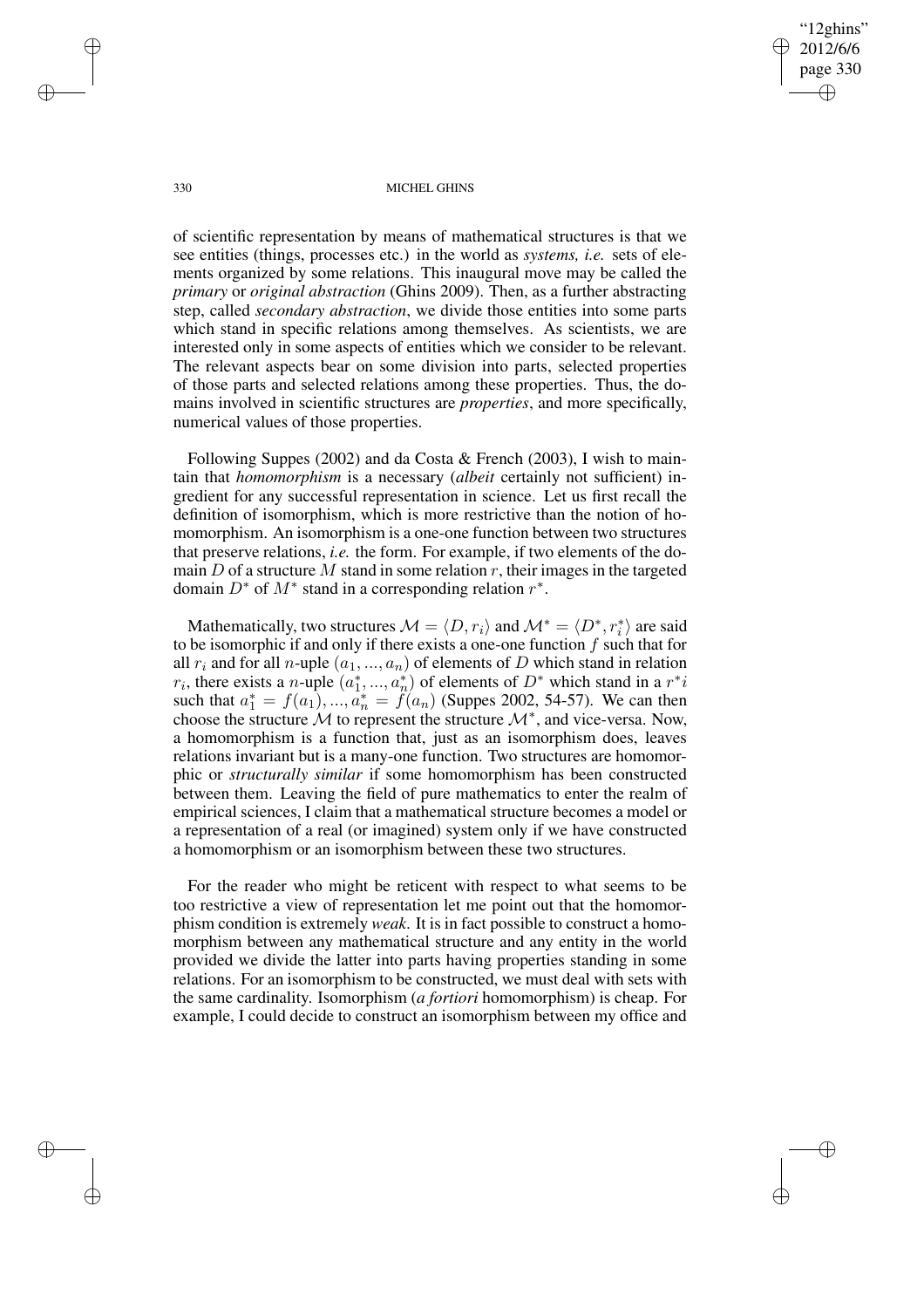of scientific representation by means of mathematical structures is that we see entities (things, processes etc.) in the world as *systems, i.e.* sets of elements organized by some relations. This inaugural move may be called the *primary* or *original abstraction* (Ghins 2009). Then, as a further abstracting step, called *secondary abstraction*, we divide those entities into some parts which stand in specific relations among themselves. As scientists, we are interested only in some aspects of entities which we consider to be relevant. The relevant aspects bear on some division into parts, selected properties of those parts and selected relations among these properties. Thus, the domains involved in scientific structures are *properties*, and more specifically, numerical values of those properties.

Following Suppes (2002) and da Costa & French (2003), I wish to maintain that *homomorphism* is a necessary (*albeit* certainly not sufficient) ingredient for any successful representation in science. Let us first recall the definition of isomorphism, which is more restrictive than the notion of homomorphism. An isomorphism is a one-one function between two structures that preserve relations, *i.e.* the form. For example, if two elements of the domain $D$ of a structure $M$ stand in some relation $r$, their images in the targeted domain $D^*$ of $M^*$ stand in a corresponding relation $r^*$.

Mathematically, two structures $\mathcal{M} = \langle D, r_i \rangle$ and $\mathcal{M}^* = \langle D^*, r_i^* \rangle$ are said to be isomorphic if and only if there exists a one-one function $f$ such that for all $r_i$ and for all $n$-uple $(a_1, ..., a_n)$ of elements of $D$ which stand in relation $r_i$, there exists a $n$-uple $(a_1^*, ..., a_n^*)$ of elements of $D^*$ which stand in a $r^*i$ such that $a_1^* = f(a_1), ..., a_n^* = f(a_n)$ (Suppes 2002, 54-57). We can then choose the structure $\mathcal{M}$ to represent the structure $\mathcal{M}^*$, and vice-versa. Now, a homomorphism is a function that, just as an isomorphism does, leaves relations invariant but is a many-one function. Two structures are homomorphic or *structurally similar* if some homomorphism has been constructed between them. Leaving the field of pure mathematics to enter the realm of empirical sciences, I claim that a mathematical structure becomes a model or a representation of a real (or imagined) system only if we have constructed a homomorphism or an isomorphism between these two structures.

For the reader who might be reticent with respect to what seems to be too restrictive a view of representation let me point out that the homomorphism condition is extremely *weak*. It is in fact possible to construct a homomorphism between any mathematical structure and any entity in the world provided we divide the latter into parts having properties standing in some relations. For an isomorphism to be constructed, we must deal with sets with the same cardinality. Isomorphism (*a fortiori* homomorphism) is cheap. For example, I could decide to construct an isomorphism between my office and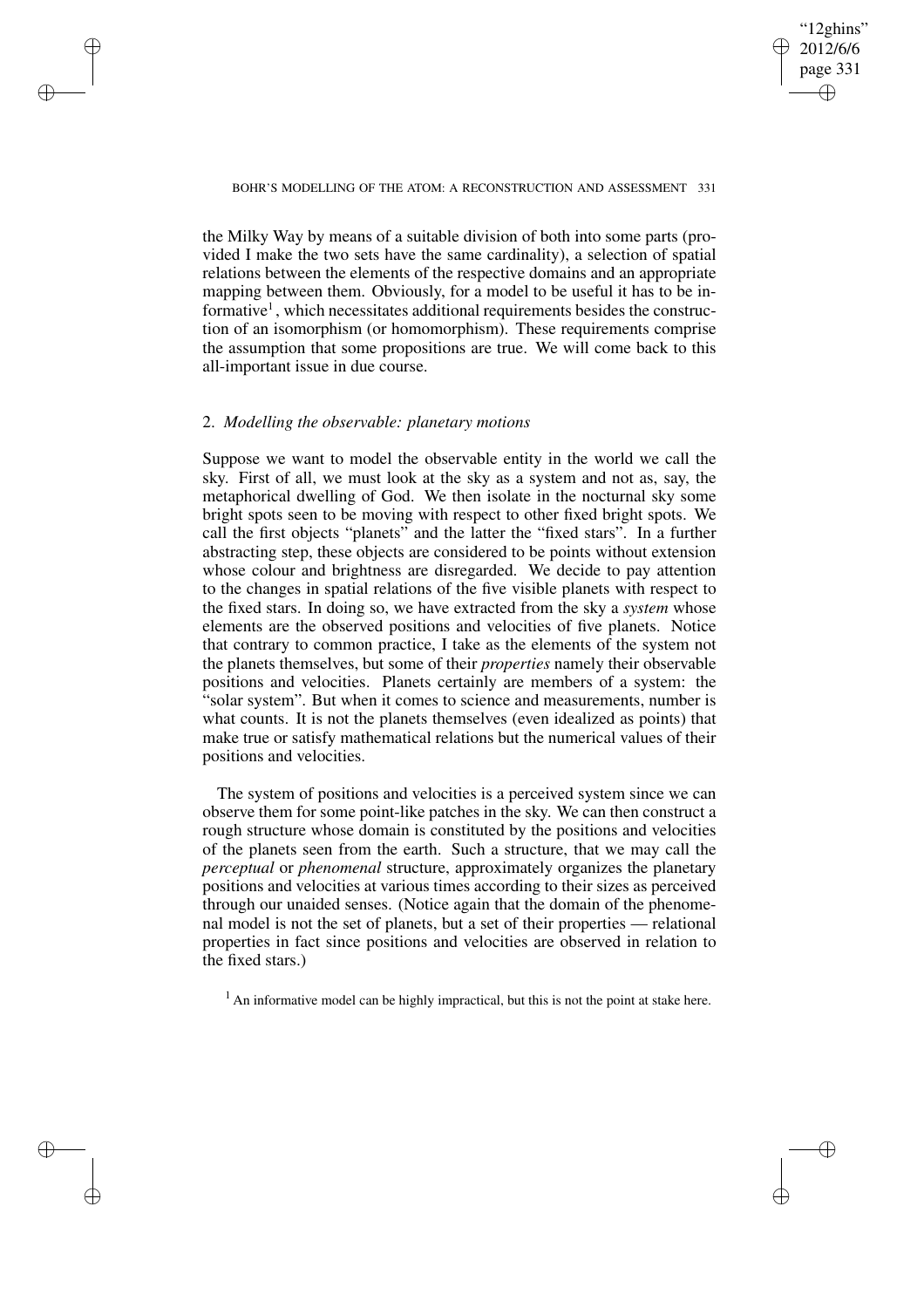the Milky Way by means of a suitable division of both into some parts (provided I make the two sets have the same cardinality), a selection of spatial relations between the elements of the respective domains and an appropriate mapping between them. Obviously, for a model to be useful it has to be informative[1], which necessitates additional requirements besides the construction of an isomorphism (or homomorphism). These requirements comprise the assumption that some propositions are true. We will come back to this all-important issue in due course.

## 2. *Modelling the observable: planetary motions*

Suppose we want to model the observable entity in the world we call the sky. First of all, we must look at the sky as a system and not as, say, the metaphorical dwelling of God. We then isolate in the nocturnal sky some bright spots seen to be moving with respect to other fixed bright spots. We call the first objects "planets" and the latter the "fixed stars". In a further abstracting step, these objects are considered to be points without extension whose colour and brightness are disregarded. We decide to pay attention to the changes in spatial relations of the five visible planets with respect to the fixed stars. In doing so, we have extracted from the sky a *system* whose elements are the observed positions and velocities of five planets. Notice that contrary to common practice, I take as the elements of the system not the planets themselves, but some of their *properties* namely their observable positions and velocities. Planets certainly are members of a system: the "solar system". But when it comes to science and measurements, number is what counts. It is not the planets themselves (even idealized as points) that make true or satisfy mathematical relations but the numerical values of their positions and velocities.

The system of positions and velocities is a perceived system since we can observe them for some point-like patches in the sky. We can then construct a rough structure whose domain is constituted by the positions and velocities of the planets seen from the earth. Such a structure, that we may call the *perceptual* or *phenomenal* structure, approximately organizes the planetary positions and velocities at various times according to their sizes as perceived through our unaided senses. (Notice again that the domain of the phenomenal model is not the set of planets, but a set of their properties — relational properties in fact since positions and velocities are observed in relation to the fixed stars.)

[1] An informative model can be highly impractical, but this is not the point at stake here.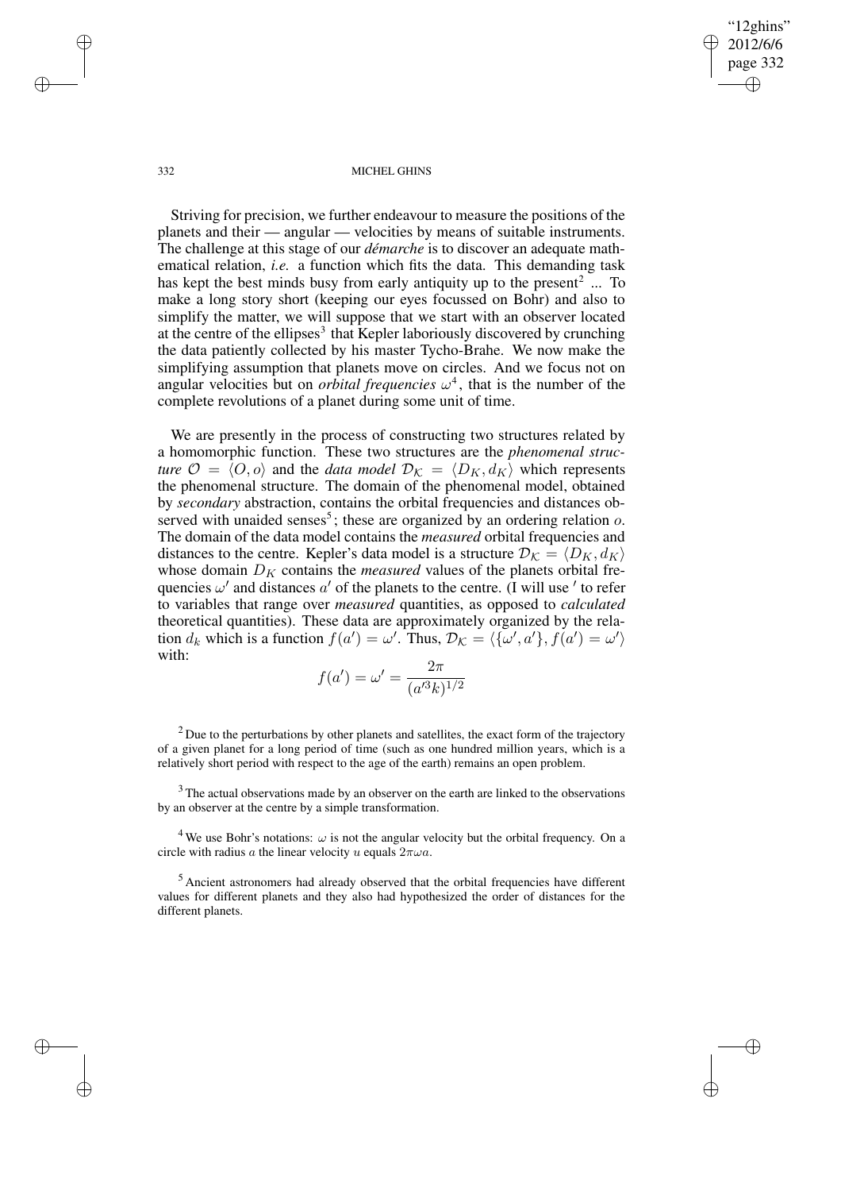Striving for precision, we further endeavour to measure the positions of the planets and their — angular — velocities by means of suitable instruments. The challenge at this stage of our *démarche* is to discover an adequate mathematical relation, *i.e.* a function which fits the data. This demanding task has kept the best minds busy from early antiquity up to the present[2] ... To make a long story short (keeping our eyes focussed on Bohr) and also to simplify the matter, we will suppose that we start with an observer located at the centre of the ellipses[3] that Kepler laboriously discovered by crunching the data patiently collected by his master Tycho-Brahe. We now make the simplifying assumption that planets move on circles. And we focus not on angular velocities but on *orbital frequencies* $\omega$[4], that is the number of the complete revolutions of a planet during some unit of time.

We are presently in the process of constructing two structures related by a homomorphic function. These two structures are the *phenomenal structure* $\mathcal{O} = \langle O, o \rangle$ and the *data model* $\mathcal{D}_{\mathcal{K}} = \langle D_K, d_K \rangle$ which represents the phenomenal structure. The domain of the phenomenal model, obtained by *secondary* abstraction, contains the orbital frequencies and distances observed with unaided senses[5]; these are organized by an ordering relation $o$. The domain of the data model contains the *measured* orbital frequencies and distances to the centre. Kepler's data model is a structure $\mathcal{D}_{\mathcal{K}} = \langle D_K, d_K \rangle$ whose domain $D_K$ contains the *measured* values of the planets orbital frequencies $\omega'$ and distances $a'$ of the planets to the centre. (I will use $'$ to refer to variables that range over *measured* quantities, as opposed to *calculated* theoretical quantities). These data are approximately organized by the relation $d_k$ which is a function $f(a') = \omega'$. Thus, $\mathcal{D}_{\mathcal{K}} = \langle \{\omega', a'\}, f(a') = \omega' \rangle$ with:

$$f(a') = \omega' = \frac{2\pi}{(a'^3 k)^{1/2}}$$

[2] Due to the perturbations by other planets and satellites, the exact form of the trajectory of a given planet for a long period of time (such as one hundred million years, which is a relatively short period with respect to the age of the earth) remains an open problem.

[3] The actual observations made by an observer on the earth are linked to the observations by an observer at the centre by a simple transformation.

[4] We use Bohr's notations: $\omega$ is not the angular velocity but the orbital frequency. On a circle with radius $a$ the linear velocity $u$ equals $2\pi\omega a$.

[5] Ancient astronomers had already observed that the orbital frequencies have different values for different planets and they also had hypothesized the order of distances for the different planets.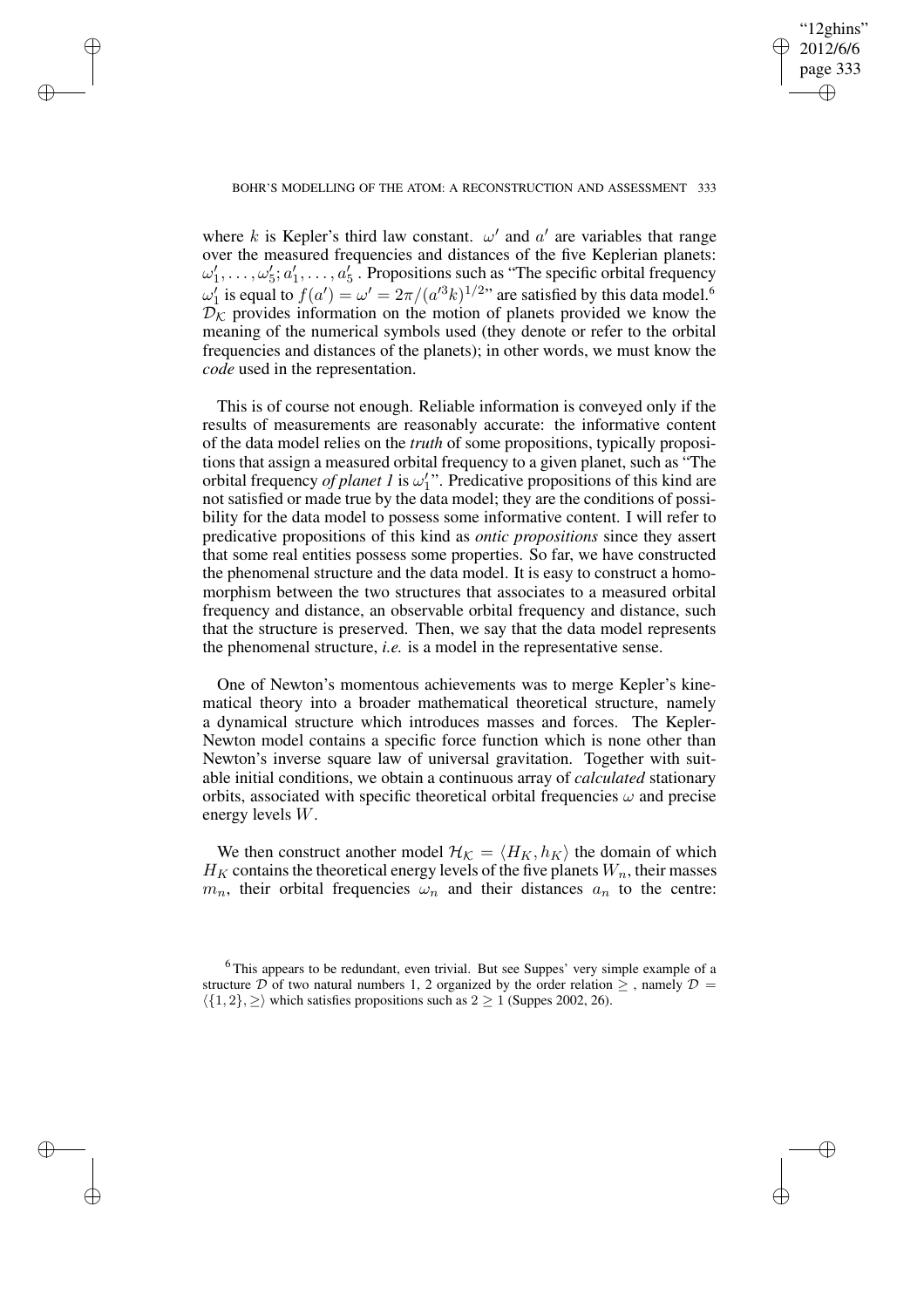where $k$ is Kepler's third law constant. $\omega'$ and $a'$ are variables that range over the measured frequencies and distances of the five Keplerian planets: $\omega'_1, \ldots, \omega'_5; a'_1, \ldots, a'_5$. Propositions such as "The specific orbital frequency $\omega'_1$ is equal to $f(a') = \omega' = 2\pi/(a'^3 k)^{1/2}$" are satisfied by this data model.[6] $\mathcal{D}_\mathcal{K}$ provides information on the motion of planets provided we know the meaning of the numerical symbols used (they denote or refer to the orbital frequencies and distances of the planets); in other words, we must know the *code* used in the representation.

This is of course not enough. Reliable information is conveyed only if the results of measurements are reasonably accurate: the informative content of the data model relies on the *truth* of some propositions, typically propositions that assign a measured orbital frequency to a given planet, such as "The orbital frequency *of planet 1* is $\omega'_1$". Predicative propositions of this kind are not satisfied or made true by the data model; they are the conditions of possibility for the data model to possess some informative content. I will refer to predicative propositions of this kind as *ontic propositions* since they assert that some real entities possess some properties. So far, we have constructed the phenomenal structure and the data model. It is easy to construct a homomorphism between the two structures that associates to a measured orbital frequency and distance, an observable orbital frequency and distance, such that the structure is preserved. Then, we say that the data model represents the phenomenal structure, *i.e.* is a model in the representative sense.

One of Newton's momentous achievements was to merge Kepler's kinematical theory into a broader mathematical theoretical structure, namely a dynamical structure which introduces masses and forces. The Kepler-Newton model contains a specific force function which is none other than Newton's inverse square law of universal gravitation. Together with suitable initial conditions, we obtain a continuous array of *calculated* stationary orbits, associated with specific theoretical orbital frequencies $\omega$ and precise energy levels $W$.

We then construct another model $\mathcal{H}_\mathcal{K} = \langle H_K, h_K \rangle$ the domain of which $H_K$ contains the theoretical energy levels of the five planets $W_n$, their masses $m_n$, their orbital frequencies $\omega_n$ and their distances $a_n$ to the centre:

[6] This appears to be redundant, even trivial. But see Suppes' very simple example of a structure $\mathcal{D}$ of two natural numbers 1, 2 organized by the order relation $\geq$, namely $\mathcal{D} = \langle \{1, 2\}, \geq \rangle$ which satisfies propositions such as $2 \geq 1$ (Suppes 2002, 26).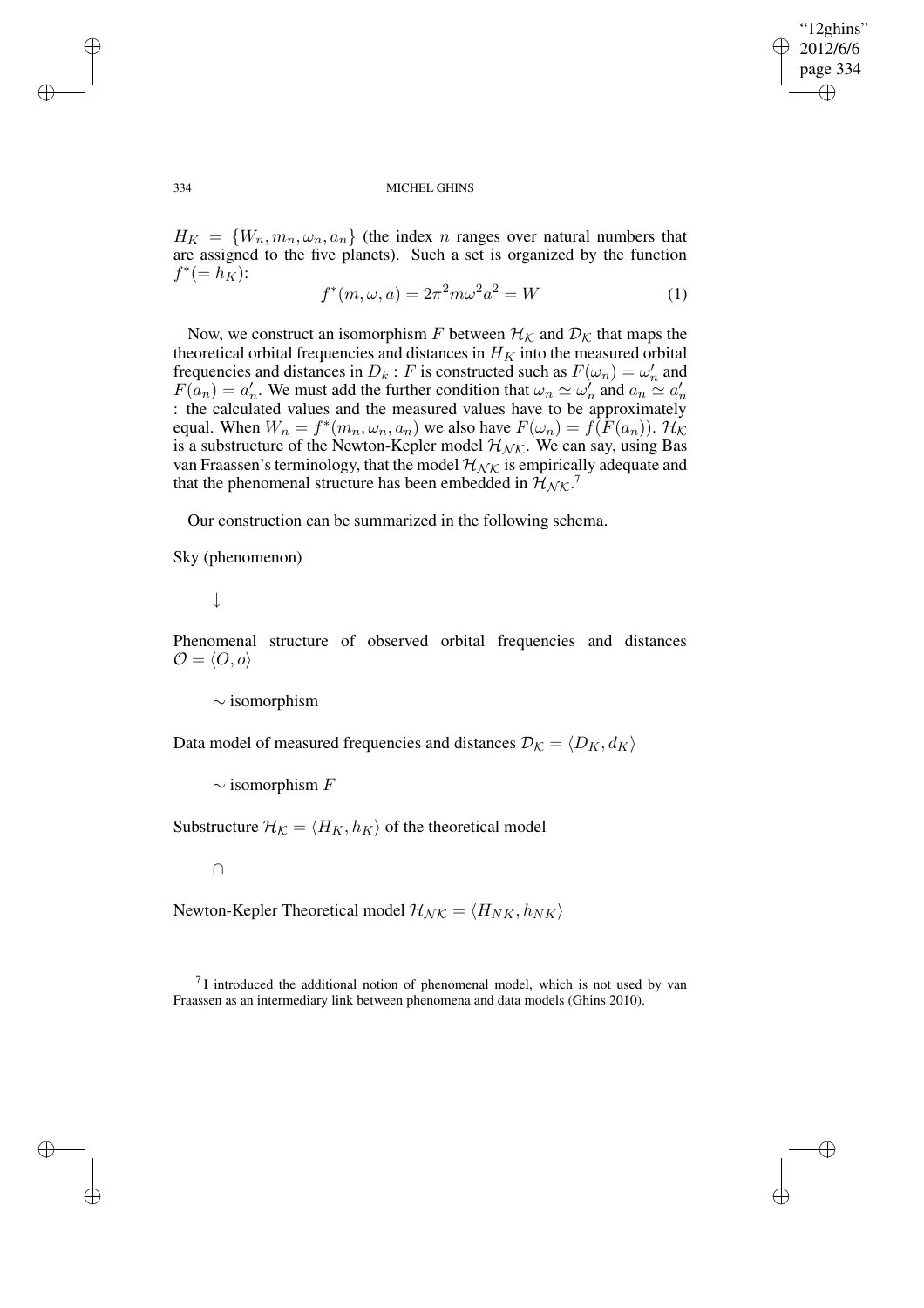$H_K = \{W_n, m_n, \omega_n, a_n\}$ (the index $n$ ranges over natural numbers that are assigned to the five planets). Such a set is organized by the function $f^*(= h_K)$:

$$f^*(m, \omega, a) = 2\pi^2 m\omega^2 a^2 = W \tag{1}$$

Now, we construct an isomorphism $F$ between $\mathcal{H}_\mathcal{K}$ and $\mathcal{D}_\mathcal{K}$ that maps the theoretical orbital frequencies and distances in $H_K$ into the measured orbital frequencies and distances in $D_k$ : $F$ is constructed such as $F(\omega_n) = \omega'_n$ and $F(a_n) = a'_n$. We must add the further condition that $\omega_n \simeq \omega'_n$ and $a_n \simeq a'_n$ : the calculated values and the measured values have to be approximately equal. When $W_n = f^*(m_n, \omega_n, a_n)$ we also have $F(\omega_n) = f(F(a_n))$. $\mathcal{H}_\mathcal{K}$ is a substructure of the Newton-Kepler model $\mathcal{H}_{\mathcal{NK}}$. We can say, using Bas van Fraassen's terminology, that the model $\mathcal{H}_{\mathcal{NK}}$ is empirically adequate and that the phenomenal structure has been embedded in $\mathcal{H}_{\mathcal{NK}}$.[7]

Our construction can be summarized in the following schema.

Sky (phenomenon)

$\downarrow$

Phenomenal structure of observed orbital frequencies and distances $\mathcal{O} = \langle O, o\rangle$

$\sim$ isomorphism

Data model of measured frequencies and distances $\mathcal{D}_\mathcal{K} = \langle D_K, d_K\rangle$

$\sim$ isomorphism $F$

Substructure $\mathcal{H}_\mathcal{K} = \langle H_K, h_K\rangle$ of the theoretical model

$\cap$

Newton-Kepler Theoretical model $\mathcal{H}_{\mathcal{NK}} = \langle H_{NK}, h_{NK}\rangle$

[7] I introduced the additional notion of phenomenal model, which is not used by van Fraassen as an intermediary link between phenomena and data models (Ghins 2010).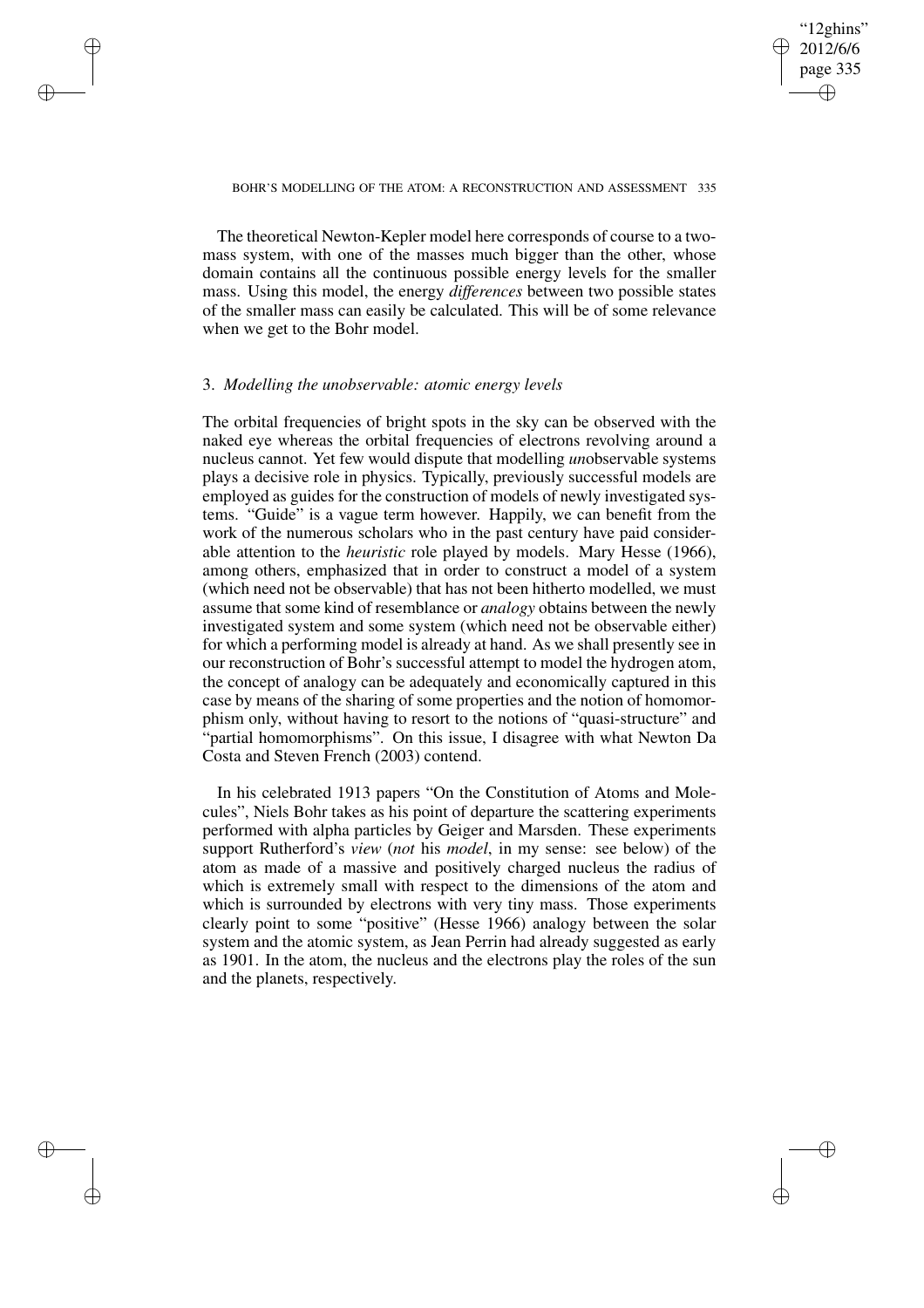The theoretical Newton-Kepler model here corresponds of course to a two-mass system, with one of the masses much bigger than the other, whose domain contains all the continuous possible energy levels for the smaller mass. Using this model, the energy *differences* between two possible states of the smaller mass can easily be calculated. This will be of some relevance when we get to the Bohr model.

### 3. *Modelling the unobservable: atomic energy levels*

The orbital frequencies of bright spots in the sky can be observed with the naked eye whereas the orbital frequencies of electrons revolving around a nucleus cannot. Yet few would dispute that modelling *un*observable systems plays a decisive role in physics. Typically, previously successful models are employed as guides for the construction of models of newly investigated systems. "Guide" is a vague term however. Happily, we can benefit from the work of the numerous scholars who in the past century have paid considerable attention to the *heuristic* role played by models. Mary Hesse (1966), among others, emphasized that in order to construct a model of a system (which need not be observable) that has not been hitherto modelled, we must assume that some kind of resemblance or *analogy* obtains between the newly investigated system and some system (which need not be observable either) for which a performing model is already at hand. As we shall presently see in our reconstruction of Bohr's successful attempt to model the hydrogen atom, the concept of analogy can be adequately and economically captured in this case by means of the sharing of some properties and the notion of homomorphism only, without having to resort to the notions of "quasi-structure" and "partial homomorphisms". On this issue, I disagree with what Newton Da Costa and Steven French (2003) contend.

In his celebrated 1913 papers "On the Constitution of Atoms and Molecules", Niels Bohr takes as his point of departure the scattering experiments performed with alpha particles by Geiger and Marsden. These experiments support Rutherford's *view* (*not* his *model*, in my sense: see below) of the atom as made of a massive and positively charged nucleus the radius of which is extremely small with respect to the dimensions of the atom and which is surrounded by electrons with very tiny mass. Those experiments clearly point to some "positive" (Hesse 1966) analogy between the solar system and the atomic system, as Jean Perrin had already suggested as early as 1901. In the atom, the nucleus and the electrons play the roles of the sun and the planets, respectively.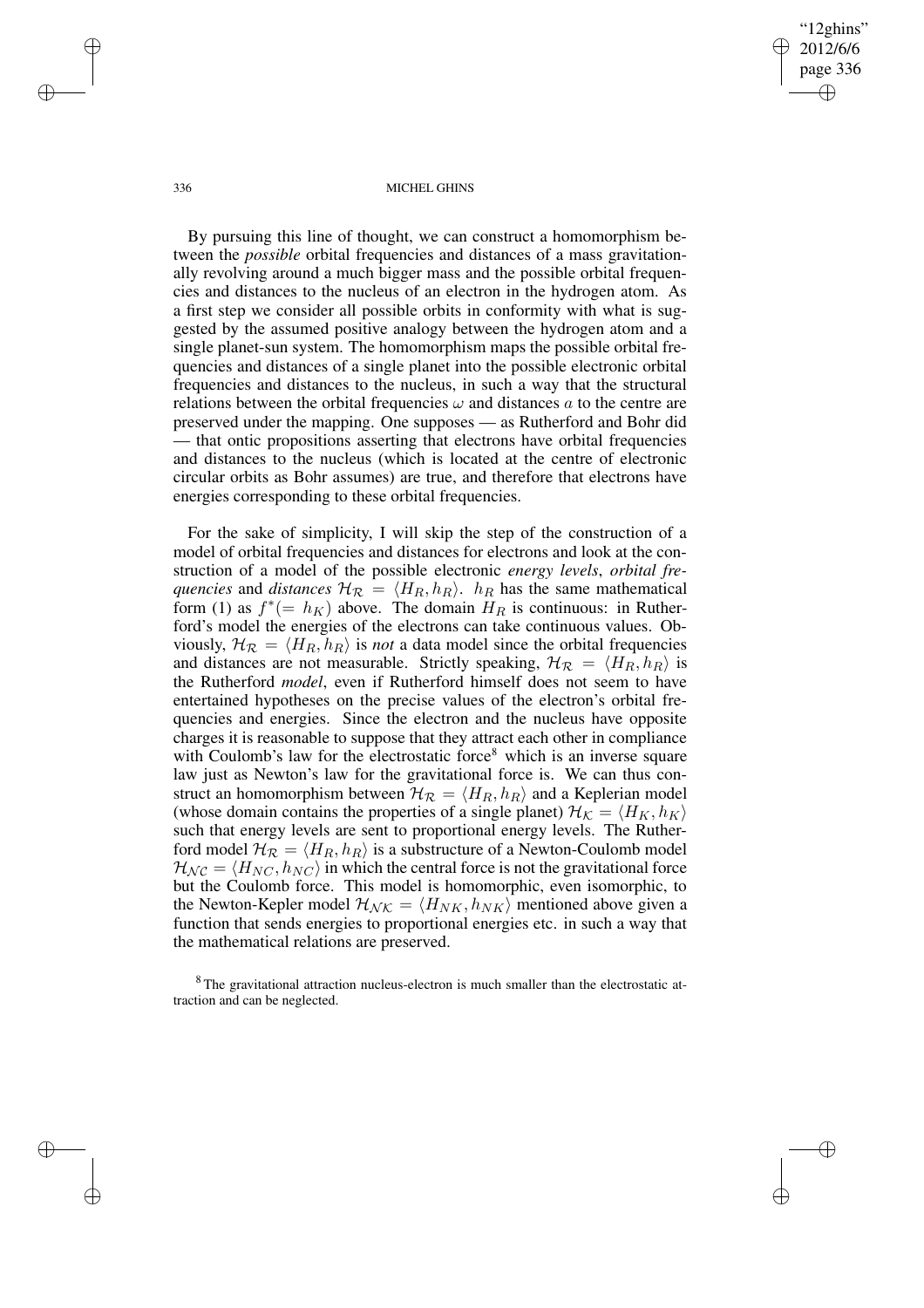By pursuing this line of thought, we can construct a homomorphism between the *possible* orbital frequencies and distances of a mass gravitationally revolving around a much bigger mass and the possible orbital frequencies and distances to the nucleus of an electron in the hydrogen atom. As a first step we consider all possible orbits in conformity with what is suggested by the assumed positive analogy between the hydrogen atom and a single planet-sun system. The homomorphism maps the possible orbital frequencies and distances of a single planet into the possible electronic orbital frequencies and distances to the nucleus, in such a way that the structural relations between the orbital frequencies $\omega$ and distances $a$ to the centre are preserved under the mapping. One supposes — as Rutherford and Bohr did — that ontic propositions asserting that electrons have orbital frequencies and distances to the nucleus (which is located at the centre of electronic circular orbits as Bohr assumes) are true, and therefore that electrons have energies corresponding to these orbital frequencies.

For the sake of simplicity, I will skip the step of the construction of a model of orbital frequencies and distances for electrons and look at the construction of a model of the possible electronic *energy levels*, *orbital frequencies* and *distances* $\mathcal{H}_{\mathcal{R}} = \langle H_R, h_R \rangle$. $h_R$ has the same mathematical form (1) as $f^*(= h_K)$ above. The domain $H_R$ is continuous: in Rutherford's model the energies of the electrons can take continuous values. Obviously, $\mathcal{H}_{\mathcal{R}} = \langle H_R, h_R \rangle$ is *not* a data model since the orbital frequencies and distances are not measurable. Strictly speaking, $\mathcal{H}_{\mathcal{R}} = \langle H_R, h_R \rangle$ is the Rutherford *model*, even if Rutherford himself does not seem to have entertained hypotheses on the precise values of the electron's orbital frequencies and energies. Since the electron and the nucleus have opposite charges it is reasonable to suppose that they attract each other in compliance with Coulomb's law for the electrostatic force[8] which is an inverse square law just as Newton's law for the gravitational force is. We can thus construct an homomorphism between $\mathcal{H}_{\mathcal{R}} = \langle H_R, h_R \rangle$ and a Keplerian model (whose domain contains the properties of a single planet) $\mathcal{H}_{\mathcal{K}} = \langle H_K, h_K \rangle$ such that energy levels are sent to proportional energy levels. The Rutherford model $\mathcal{H}_{\mathcal{R}} = \langle H_R, h_R \rangle$ is a substructure of a Newton-Coulomb model $\mathcal{H}_{\mathcal{NC}} = \langle H_{NC}, h_{NC} \rangle$ in which the central force is not the gravitational force but the Coulomb force. This model is homomorphic, even isomorphic, to the Newton-Kepler model $\mathcal{H}_{\mathcal{NK}} = \langle H_{NK}, h_{NK} \rangle$ mentioned above given a function that sends energies to proportional energies etc. in such a way that the mathematical relations are preserved.

[8] The gravitational attraction nucleus-electron is much smaller than the electrostatic attraction and can be neglected.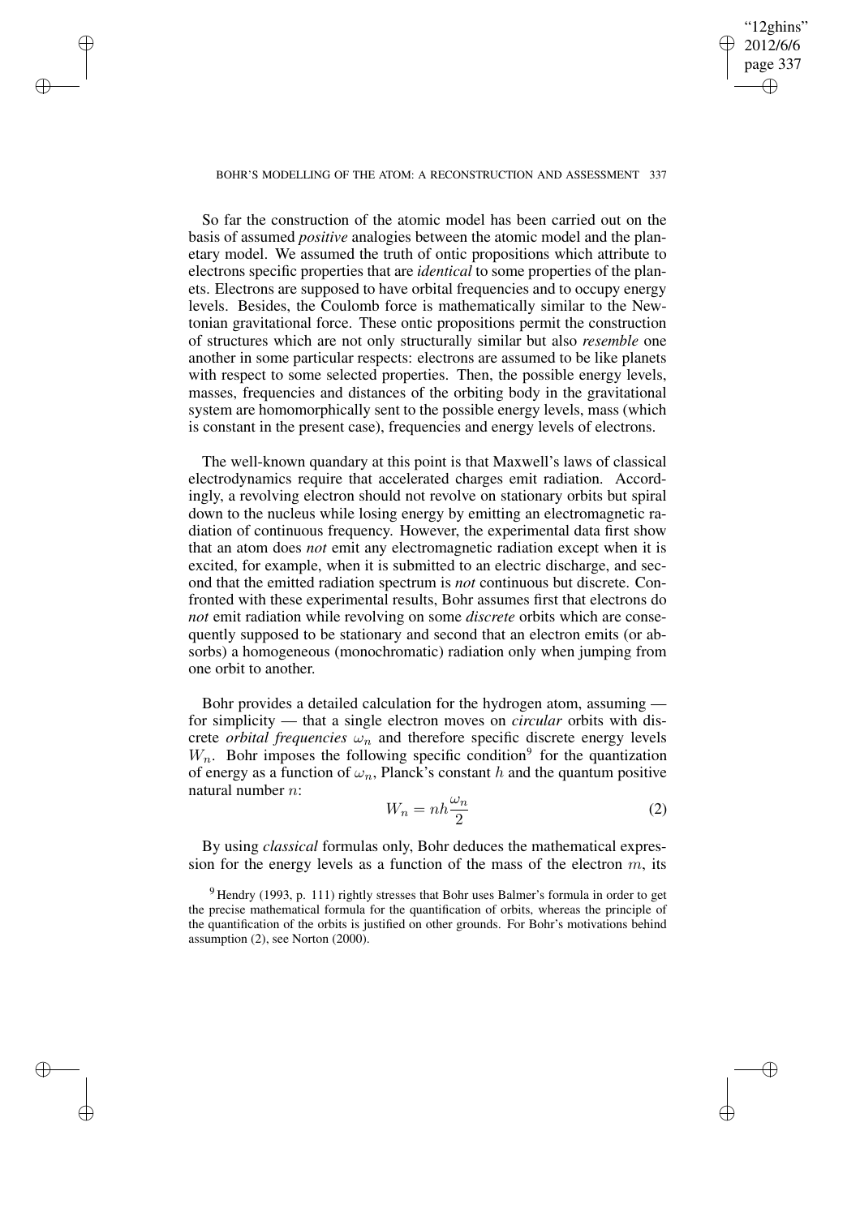So far the construction of the atomic model has been carried out on the basis of assumed *positive* analogies between the atomic model and the planetary model. We assumed the truth of ontic propositions which attribute to electrons specific properties that are *identical* to some properties of the planets. Electrons are supposed to have orbital frequencies and to occupy energy levels. Besides, the Coulomb force is mathematically similar to the Newtonian gravitational force. These ontic propositions permit the construction of structures which are not only structurally similar but also *resemble* one another in some particular respects: electrons are assumed to be like planets with respect to some selected properties. Then, the possible energy levels, masses, frequencies and distances of the orbiting body in the gravitational system are homomorphically sent to the possible energy levels, mass (which is constant in the present case), frequencies and energy levels of electrons.

The well-known quandary at this point is that Maxwell's laws of classical electrodynamics require that accelerated charges emit radiation. Accordingly, a revolving electron should not revolve on stationary orbits but spiral down to the nucleus while losing energy by emitting an electromagnetic radiation of continuous frequency. However, the experimental data first show that an atom does *not* emit any electromagnetic radiation except when it is excited, for example, when it is submitted to an electric discharge, and second that the emitted radiation spectrum is *not* continuous but discrete. Confronted with these experimental results, Bohr assumes first that electrons do *not* emit radiation while revolving on some *discrete* orbits which are consequently supposed to be stationary and second that an electron emits (or absorbs) a homogeneous (monochromatic) radiation only when jumping from one orbit to another.

Bohr provides a detailed calculation for the hydrogen atom, assuming — for simplicity — that a single electron moves on *circular* orbits with discrete *orbital frequencies* $\omega_n$ and therefore specific discrete energy levels $W_n$. Bohr imposes the following specific condition[9] for the quantization of energy as a function of $\omega_n$, Planck's constant $h$ and the quantum positive natural number $n$:

$$W_n = nh\frac{\omega_n}{2} \tag{2}$$

By using *classical* formulas only, Bohr deduces the mathematical expression for the energy levels as a function of the mass of the electron $m$, its

[9] Hendry (1993, p. 111) rightly stresses that Bohr uses Balmer's formula in order to get the precise mathematical formula for the quantification of orbits, whereas the principle of the quantification of the orbits is justified on other grounds. For Bohr's motivations behind assumption (2), see Norton (2000).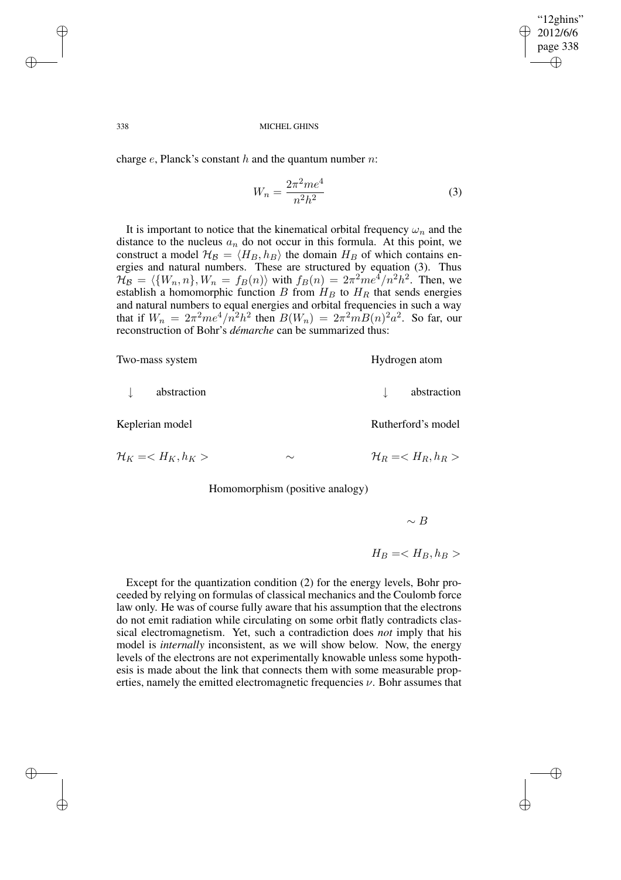charge $e$, Planck's constant $h$ and the quantum number $n$:

$$W_n = \frac{2\pi^2 me^4}{n^2 h^2} \tag{3}$$

It is important to notice that the kinematical orbital frequency $\omega_n$ and the distance to the nucleus $a_n$ do not occur in this formula. At this point, we construct a model $\mathcal{H}_\mathcal{B} = \langle H_B, h_B \rangle$ the domain $H_B$ of which contains energies and natural numbers. These are structured by equation (3). Thus $\mathcal{H}_\mathcal{B} = \langle \{W_n, n\}, W_n = f_B(n) \rangle$ with $f_B(n) = 2\pi^2 me^4/n^2h^2$. Then, we establish a homomorphic function $B$ from $H_B$ to $H_R$ that sends energies and natural numbers to equal energies and orbital frequencies in such a way that if $W_n = 2\pi^2 me^4/n^2h^2$ then $B(W_n) = 2\pi^2 mB(n)^2a^2$. So far, our reconstruction of Bohr's *démarche* can be summarized thus:

| Two-mass system | | Hydrogen atom |
|---|---|---|
| $\downarrow$ abstraction | | $\downarrow$ abstraction |
| Keplerian model | | Rutherford's model |
| $\mathcal{H}_K =< H_K, h_K >$ | $\sim$ | $\mathcal{H}_R =< H_R, h_R >$ |
| | Homomorphism (positive analogy) | |
| | | $\sim B$ |
| | | $H_B =< H_B, h_B >$ |

Except for the quantization condition (2) for the energy levels, Bohr proceeded by relying on formulas of classical mechanics and the Coulomb force law only. He was of course fully aware that his assumption that the electrons do not emit radiation while circulating on some orbit flatly contradicts classical electromagnetism. Yet, such a contradiction does *not* imply that his model is *internally* inconsistent, as we will show below. Now, the energy levels of the electrons are not experimentally knowable unless some hypothesis is made about the link that connects them with some measurable properties, namely the emitted electromagnetic frequencies $\nu$. Bohr assumes that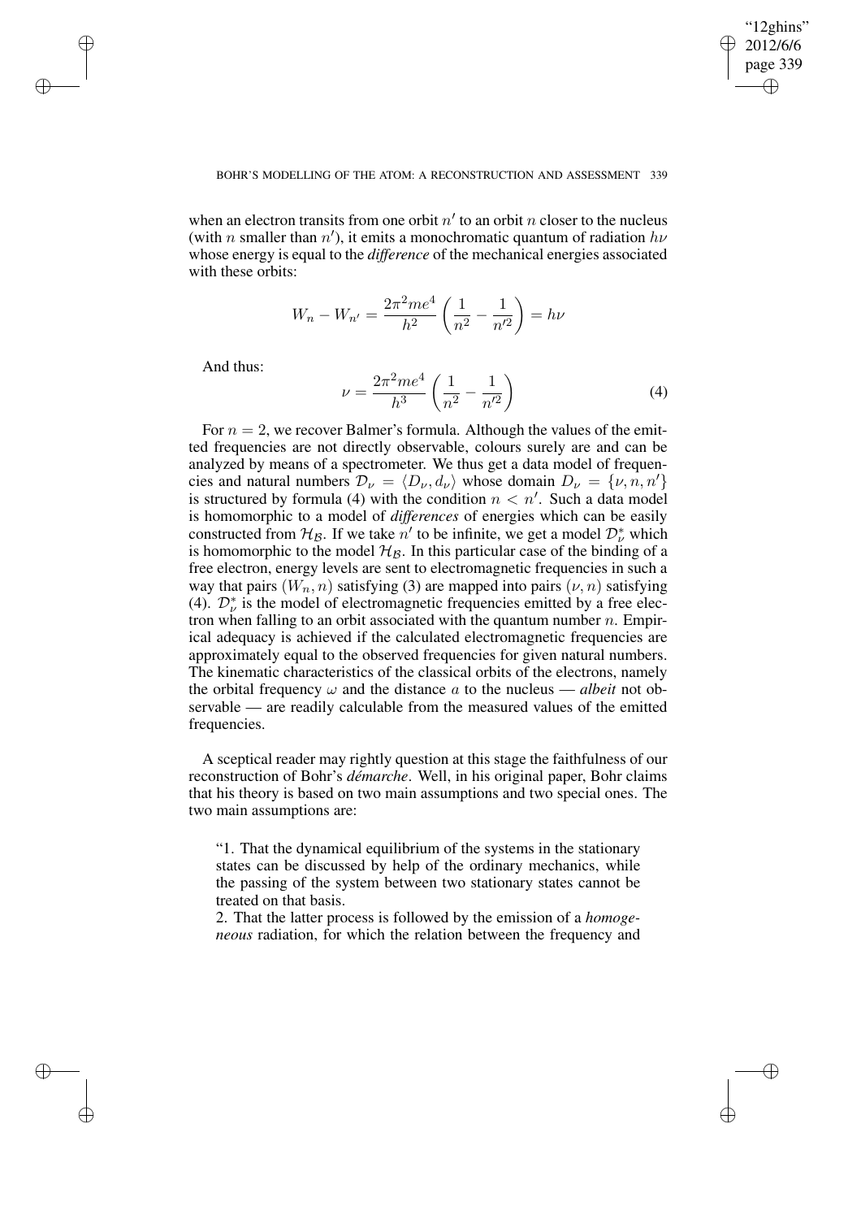when an electron transits from one orbit $n'$ to an orbit $n$ closer to the nucleus (with $n$ smaller than $n'$), it emits a monochromatic quantum of radiation $h\nu$ whose energy is equal to the *difference* of the mechanical energies associated with these orbits:

$$W_n - W_{n'} = \frac{2\pi^2 me^4}{h^2}\left(\frac{1}{n^2} - \frac{1}{n'^2}\right) = h\nu$$

And thus:

$$\nu = \frac{2\pi^2 me^4}{h^3}\left(\frac{1}{n^2} - \frac{1}{n'^2}\right) \tag{4}$$

For $n = 2$, we recover Balmer's formula. Although the values of the emitted frequencies are not directly observable, colours surely are and can be analyzed by means of a spectrometer. We thus get a data model of frequencies and natural numbers $\mathcal{D}_\nu = \langle D_\nu, d_\nu \rangle$ whose domain $D_\nu = \{\nu, n, n'\}$ is structured by formula (4) with the condition $n < n'$. Such a data model is homomorphic to a model of *differences* of energies which can be easily constructed from $\mathcal{H}_\mathcal{B}$. If we take $n'$ to be infinite, we get a model $\mathcal{D}^*_\nu$ which is homomorphic to the model $\mathcal{H}_\mathcal{B}$. In this particular case of the binding of a free electron, energy levels are sent to electromagnetic frequencies in such a way that pairs $(W_n, n)$ satisfying (3) are mapped into pairs $(\nu, n)$ satisfying (4). $\mathcal{D}^*_\nu$ is the model of electromagnetic frequencies emitted by a free electron when falling to an orbit associated with the quantum number $n$. Empirical adequacy is achieved if the calculated electromagnetic frequencies are approximately equal to the observed frequencies for given natural numbers. The kinematic characteristics of the classical orbits of the electrons, namely the orbital frequency $\omega$ and the distance $a$ to the nucleus — *albeit* not observable — are readily calculable from the measured values of the emitted frequencies.

A sceptical reader may rightly question at this stage the faithfulness of our reconstruction of Bohr's *démarche*. Well, in his original paper, Bohr claims that his theory is based on two main assumptions and two special ones. The two main assumptions are:

> "1. That the dynamical equilibrium of the systems in the stationary states can be discussed by help of the ordinary mechanics, while the passing of the system between two stationary states cannot be treated on that basis.
>
> 2. That the latter process is followed by the emission of a *homogeneous* radiation, for which the relation between the frequency and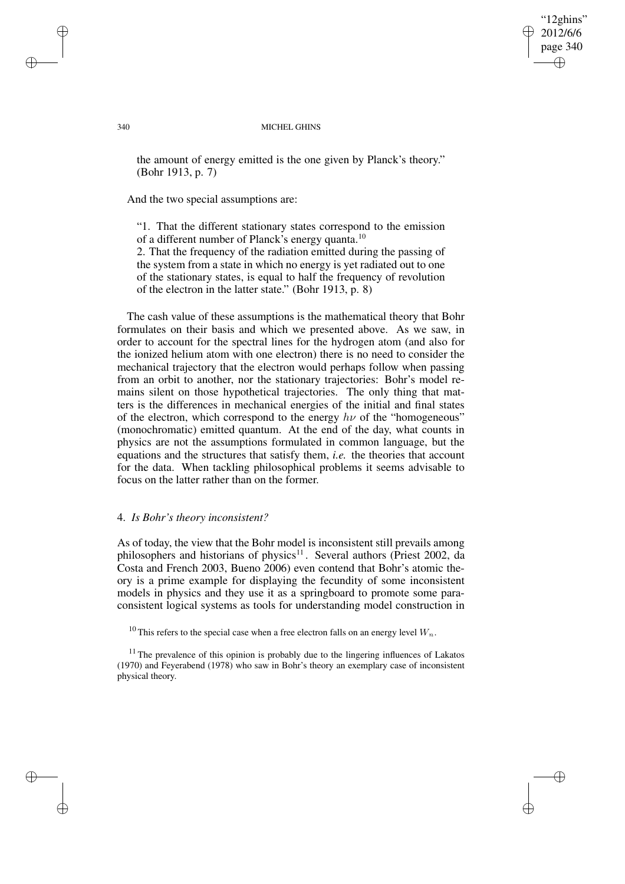the amount of energy emitted is the one given by Planck's theory." (Bohr 1913, p. 7)

And the two special assumptions are:

> "1. That the different stationary states correspond to the emission of a different number of Planck's energy quanta.[10]
> 2. That the frequency of the radiation emitted during the passing of the system from a state in which no energy is yet radiated out to one of the stationary states, is equal to half the frequency of revolution of the electron in the latter state." (Bohr 1913, p. 8)

The cash value of these assumptions is the mathematical theory that Bohr formulates on their basis and which we presented above. As we saw, in order to account for the spectral lines for the hydrogen atom (and also for the ionized helium atom with one electron) there is no need to consider the mechanical trajectory that the electron would perhaps follow when passing from an orbit to another, nor the stationary trajectories: Bohr's model remains silent on those hypothetical trajectories. The only thing that matters is the differences in mechanical energies of the initial and final states of the electron, which correspond to the energy $h\nu$ of the "homogeneous" (monochromatic) emitted quantum. At the end of the day, what counts in physics are not the assumptions formulated in common language, but the equations and the structures that satisfy them, *i.e.* the theories that account for the data. When tackling philosophical problems it seems advisable to focus on the latter rather than on the former.

## 4. *Is Bohr's theory inconsistent?*

As of today, the view that the Bohr model is inconsistent still prevails among philosophers and historians of physics[11]. Several authors (Priest 2002, da Costa and French 2003, Bueno 2006) even contend that Bohr's atomic theory is a prime example for displaying the fecundity of some inconsistent models in physics and they use it as a springboard to promote some paraconsistent logical systems as tools for understanding model construction in

[10] This refers to the special case when a free electron falls on an energy level $W_n$.

[11] The prevalence of this opinion is probably due to the lingering influences of Lakatos (1970) and Feyerabend (1978) who saw in Bohr's theory an exemplary case of inconsistent physical theory.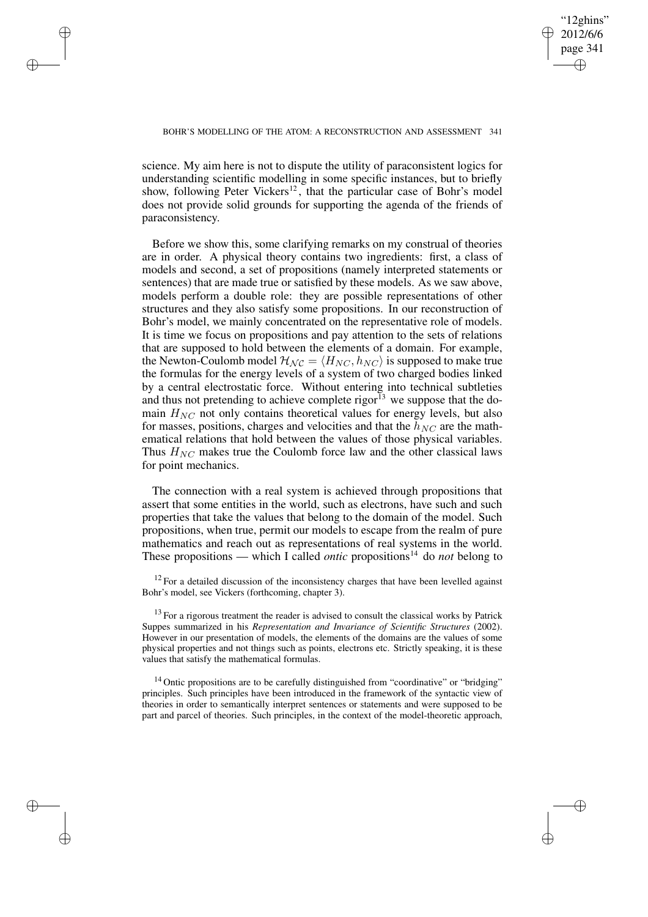science. My aim here is not to dispute the utility of paraconsistent logics for understanding scientific modelling in some specific instances, but to briefly show, following Peter Vickers[12], that the particular case of Bohr's model does not provide solid grounds for supporting the agenda of the friends of paraconsistency.

Before we show this, some clarifying remarks on my construal of theories are in order. A physical theory contains two ingredients: first, a class of models and second, a set of propositions (namely interpreted statements or sentences) that are made true or satisfied by these models. As we saw above, models perform a double role: they are possible representations of other structures and they also satisfy some propositions. In our reconstruction of Bohr's model, we mainly concentrated on the representative role of models. It is time we focus on propositions and pay attention to the sets of relations that are supposed to hold between the elements of a domain. For example, the Newton-Coulomb model $\mathcal{H}_{\mathcal{NC}} = \langle H_{NC}, h_{NC} \rangle$ is supposed to make true the formulas for the energy levels of a system of two charged bodies linked by a central electrostatic force. Without entering into technical subtleties and thus not pretending to achieve complete rigor[13] we suppose that the domain $H_{NC}$ not only contains theoretical values for energy levels, but also for masses, positions, charges and velocities and that the $h_{NC}$ are the mathematical relations that hold between the values of those physical variables. Thus $H_{NC}$ makes true the Coulomb force law and the other classical laws for point mechanics.

The connection with a real system is achieved through propositions that assert that some entities in the world, such as electrons, have such and such properties that take the values that belong to the domain of the model. Such propositions, when true, permit our models to escape from the realm of pure mathematics and reach out as representations of real systems in the world. These propositions — which I called *ontic* propositions[14] do *not* belong to

[12] For a detailed discussion of the inconsistency charges that have been levelled against Bohr's model, see Vickers (forthcoming, chapter 3).

[13] For a rigorous treatment the reader is advised to consult the classical works by Patrick Suppes summarized in his *Representation and Invariance of Scientific Structures* (2002). However in our presentation of models, the elements of the domains are the values of some physical properties and not things such as points, electrons etc. Strictly speaking, it is these values that satisfy the mathematical formulas.

[14] Ontic propositions are to be carefully distinguished from "coordinative" or "bridging" principles. Such principles have been introduced in the framework of the syntactic view of theories in order to semantically interpret sentences or statements and were supposed to be part and parcel of theories. Such principles, in the context of the model-theoretic approach,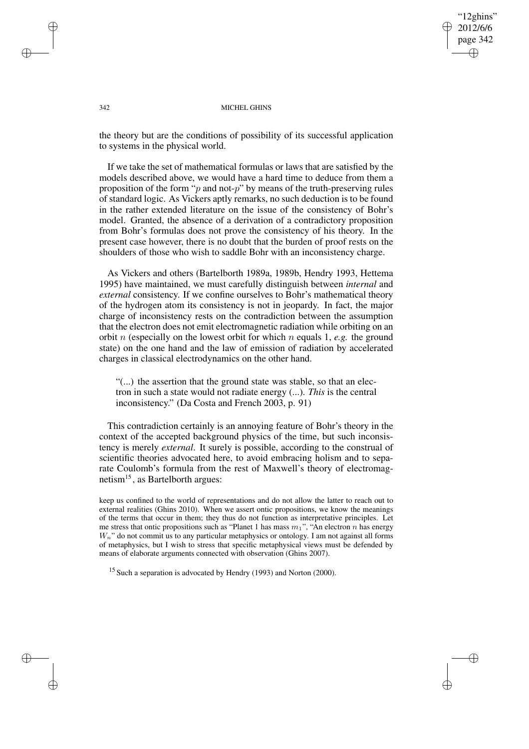the theory but are the conditions of possibility of its successful application to systems in the physical world.

If we take the set of mathematical formulas or laws that are satisfied by the models described above, we would have a hard time to deduce from them a proposition of the form "$p$ and not-$p$" by means of the truth-preserving rules of standard logic. As Vickers aptly remarks, no such deduction is to be found in the rather extended literature on the issue of the consistency of Bohr's model. Granted, the absence of a derivation of a contradictory proposition from Bohr's formulas does not prove the consistency of his theory. In the present case however, there is no doubt that the burden of proof rests on the shoulders of those who wish to saddle Bohr with an inconsistency charge.

As Vickers and others (Bartelborth 1989a, 1989b, Hendry 1993, Hettema 1995) have maintained, we must carefully distinguish between *internal* and *external* consistency. If we confine ourselves to Bohr's mathematical theory of the hydrogen atom its consistency is not in jeopardy. In fact, the major charge of inconsistency rests on the contradiction between the assumption that the electron does not emit electromagnetic radiation while orbiting on an orbit $n$ (especially on the lowest orbit for which $n$ equals 1, *e.g.* the ground state) on the one hand and the law of emission of radiation by accelerated charges in classical electrodynamics on the other hand.

> "(...) the assertion that the ground state was stable, so that an electron in such a state would not radiate energy (...). *This* is the central inconsistency." (Da Costa and French 2003, p. 91)

This contradiction certainly is an annoying feature of Bohr's theory in the context of the accepted background physics of the time, but such inconsistency is merely *external*. It surely is possible, according to the construal of scientific theories advocated here, to avoid embracing holism and to separate Coulomb's formula from the rest of Maxwell's theory of electromagnetism[15], as Bartelborth argues:

keep us confined to the world of representations and do not allow the latter to reach out to external realities (Ghins 2010). When we assert ontic propositions, we know the meanings of the terms that occur in them; they thus do not function as interpretative principles. Let me stress that ontic propositions such as "Planet 1 has mass $m_1$", "An electron $n$ has energy $W_n$" do not commit us to any particular metaphysics or ontology. I am not against all forms of metaphysics, but I wish to stress that specific metaphysical views must be defended by means of elaborate arguments connected with observation (Ghins 2007).

[15] Such a separation is advocated by Hendry (1993) and Norton (2000).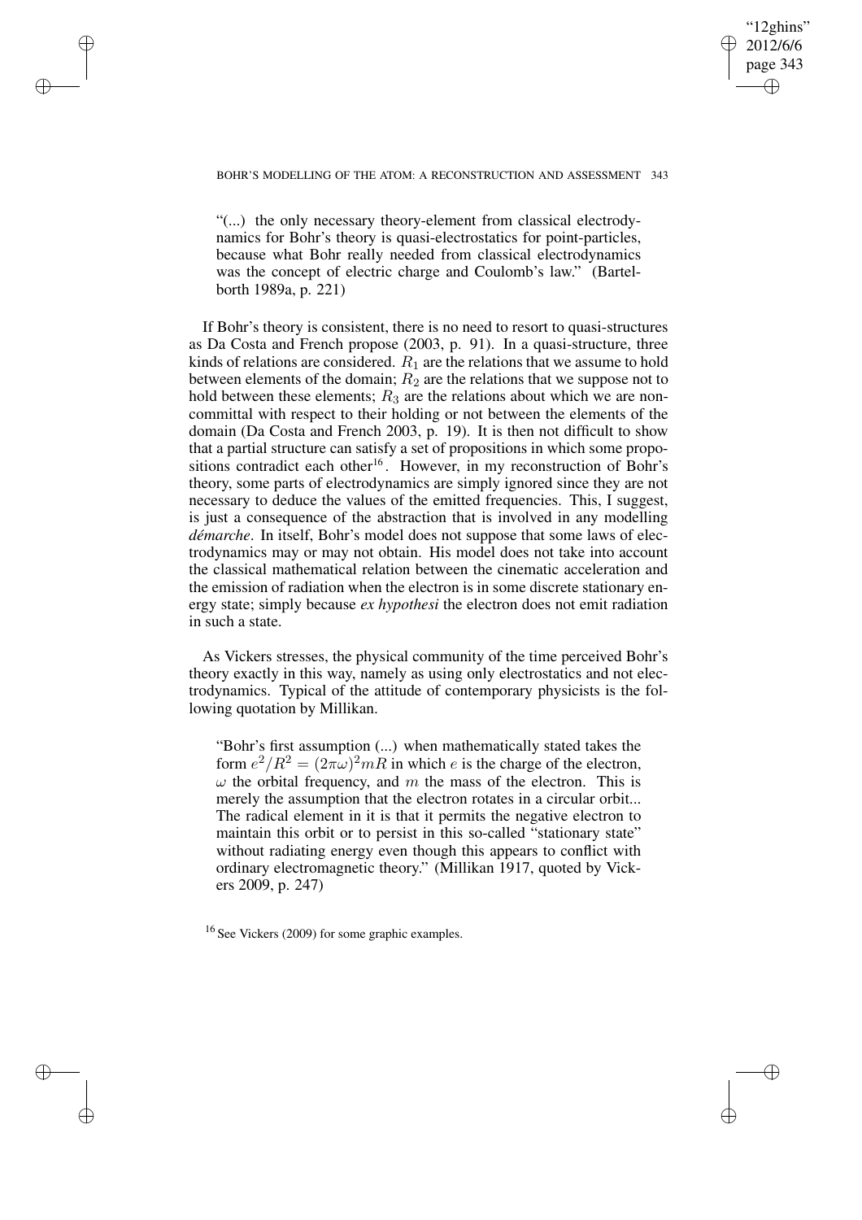"(...) the only necessary theory-element from classical electrodynamics for Bohr's theory is quasi-electrostatics for point-particles, because what Bohr really needed from classical electrodynamics was the concept of electric charge and Coulomb's law." (Bartelborth 1989a, p. 221)

If Bohr's theory is consistent, there is no need to resort to quasi-structures as Da Costa and French propose (2003, p. 91). In a quasi-structure, three kinds of relations are considered. $R_1$ are the relations that we assume to hold between elements of the domain; $R_2$ are the relations that we suppose not to hold between these elements; $R_3$ are the relations about which we are noncommittal with respect to their holding or not between the elements of the domain (Da Costa and French 2003, p. 19). It is then not difficult to show that a partial structure can satisfy a set of propositions in which some propositions contradict each other[16]. However, in my reconstruction of Bohr's theory, some parts of electrodynamics are simply ignored since they are not necessary to deduce the values of the emitted frequencies. This, I suggest, is just a consequence of the abstraction that is involved in any modelling *démarche*. In itself, Bohr's model does not suppose that some laws of electrodynamics may or may not obtain. His model does not take into account the classical mathematical relation between the cinematic acceleration and the emission of radiation when the electron is in some discrete stationary energy state; simply because *ex hypothesi* the electron does not emit radiation in such a state.

As Vickers stresses, the physical community of the time perceived Bohr's theory exactly in this way, namely as using only electrostatics and not electrodynamics. Typical of the attitude of contemporary physicists is the following quotation by Millikan.

"Bohr's first assumption (...) when mathematically stated takes the form $e^2/R^2 = (2\pi\omega)^2 mR$ in which $e$ is the charge of the electron, $\omega$ the orbital frequency, and $m$ the mass of the electron. This is merely the assumption that the electron rotates in a circular orbit... The radical element in it is that it permits the negative electron to maintain this orbit or to persist in this so-called "stationary state" without radiating energy even though this appears to conflict with ordinary electromagnetic theory." (Millikan 1917, quoted by Vickers 2009, p. 247)

[16] See Vickers (2009) for some graphic examples.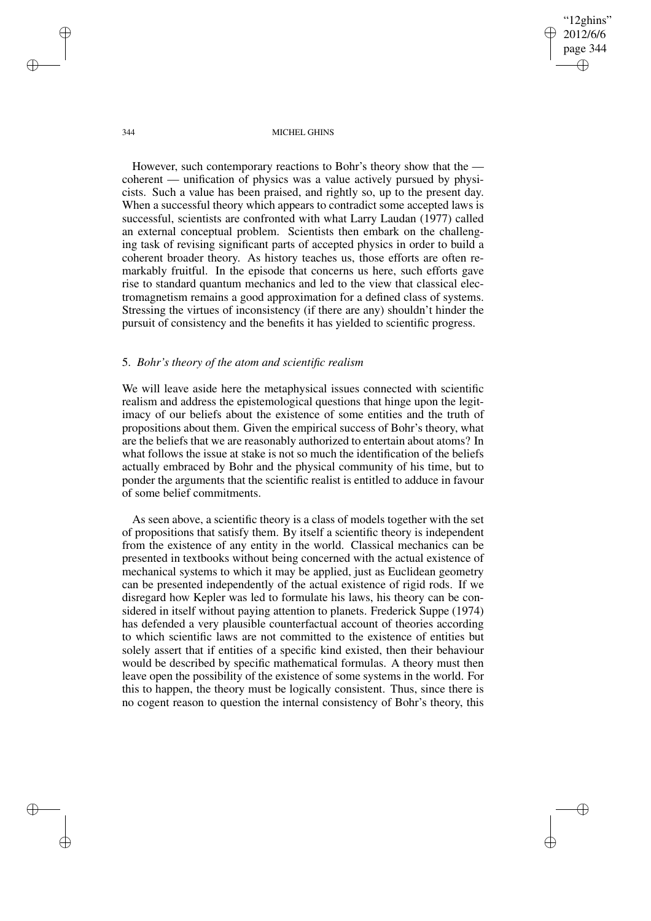However, such contemporary reactions to Bohr's theory show that the — coherent — unification of physics was a value actively pursued by physicists. Such a value has been praised, and rightly so, up to the present day. When a successful theory which appears to contradict some accepted laws is successful, scientists are confronted with what Larry Laudan (1977) called an external conceptual problem. Scientists then embark on the challenging task of revising significant parts of accepted physics in order to build a coherent broader theory. As history teaches us, those efforts are often remarkably fruitful. In the episode that concerns us here, such efforts gave rise to standard quantum mechanics and led to the view that classical electromagnetism remains a good approximation for a defined class of systems. Stressing the virtues of inconsistency (if there are any) shouldn't hinder the pursuit of consistency and the benefits it has yielded to scientific progress.

## 5. *Bohr's theory of the atom and scientific realism*

We will leave aside here the metaphysical issues connected with scientific realism and address the epistemological questions that hinge upon the legitimacy of our beliefs about the existence of some entities and the truth of propositions about them. Given the empirical success of Bohr's theory, what are the beliefs that we are reasonably authorized to entertain about atoms? In what follows the issue at stake is not so much the identification of the beliefs actually embraced by Bohr and the physical community of his time, but to ponder the arguments that the scientific realist is entitled to adduce in favour of some belief commitments.

As seen above, a scientific theory is a class of models together with the set of propositions that satisfy them. By itself a scientific theory is independent from the existence of any entity in the world. Classical mechanics can be presented in textbooks without being concerned with the actual existence of mechanical systems to which it may be applied, just as Euclidean geometry can be presented independently of the actual existence of rigid rods. If we disregard how Kepler was led to formulate his laws, his theory can be considered in itself without paying attention to planets. Frederick Suppe (1974) has defended a very plausible counterfactual account of theories according to which scientific laws are not committed to the existence of entities but solely assert that if entities of a specific kind existed, then their behaviour would be described by specific mathematical formulas. A theory must then leave open the possibility of the existence of some systems in the world. For this to happen, the theory must be logically consistent. Thus, since there is no cogent reason to question the internal consistency of Bohr's theory, this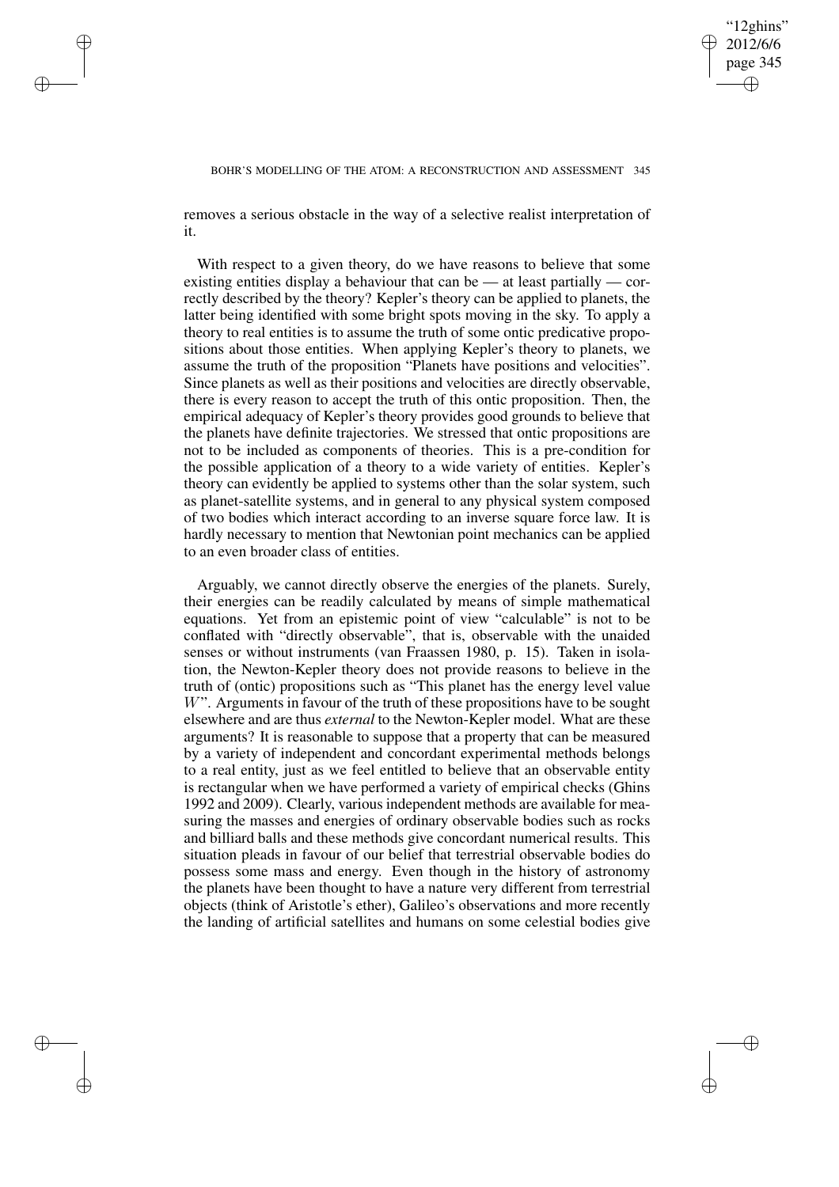removes a serious obstacle in the way of a selective realist interpretation of it.

With respect to a given theory, do we have reasons to believe that some existing entities display a behaviour that can be — at least partially — correctly described by the theory? Kepler's theory can be applied to planets, the latter being identified with some bright spots moving in the sky. To apply a theory to real entities is to assume the truth of some ontic predicative propositions about those entities. When applying Kepler's theory to planets, we assume the truth of the proposition "Planets have positions and velocities". Since planets as well as their positions and velocities are directly observable, there is every reason to accept the truth of this ontic proposition. Then, the empirical adequacy of Kepler's theory provides good grounds to believe that the planets have definite trajectories. We stressed that ontic propositions are not to be included as components of theories. This is a pre-condition for the possible application of a theory to a wide variety of entities. Kepler's theory can evidently be applied to systems other than the solar system, such as planet-satellite systems, and in general to any physical system composed of two bodies which interact according to an inverse square force law. It is hardly necessary to mention that Newtonian point mechanics can be applied to an even broader class of entities.

Arguably, we cannot directly observe the energies of the planets. Surely, their energies can be readily calculated by means of simple mathematical equations. Yet from an epistemic point of view "calculable" is not to be conflated with "directly observable", that is, observable with the unaided senses or without instruments (van Fraassen 1980, p. 15). Taken in isolation, the Newton-Kepler theory does not provide reasons to believe in the truth of (ontic) propositions such as "This planet has the energy level value $W$". Arguments in favour of the truth of these propositions have to be sought elsewhere and are thus *external* to the Newton-Kepler model. What are these arguments? It is reasonable to suppose that a property that can be measured by a variety of independent and concordant experimental methods belongs to a real entity, just as we feel entitled to believe that an observable entity is rectangular when we have performed a variety of empirical checks (Ghins 1992 and 2009). Clearly, various independent methods are available for measuring the masses and energies of ordinary observable bodies such as rocks and billiard balls and these methods give concordant numerical results. This situation pleads in favour of our belief that terrestrial observable bodies do possess some mass and energy. Even though in the history of astronomy the planets have been thought to have a nature very different from terrestrial objects (think of Aristotle's ether), Galileo's observations and more recently the landing of artificial satellites and humans on some celestial bodies give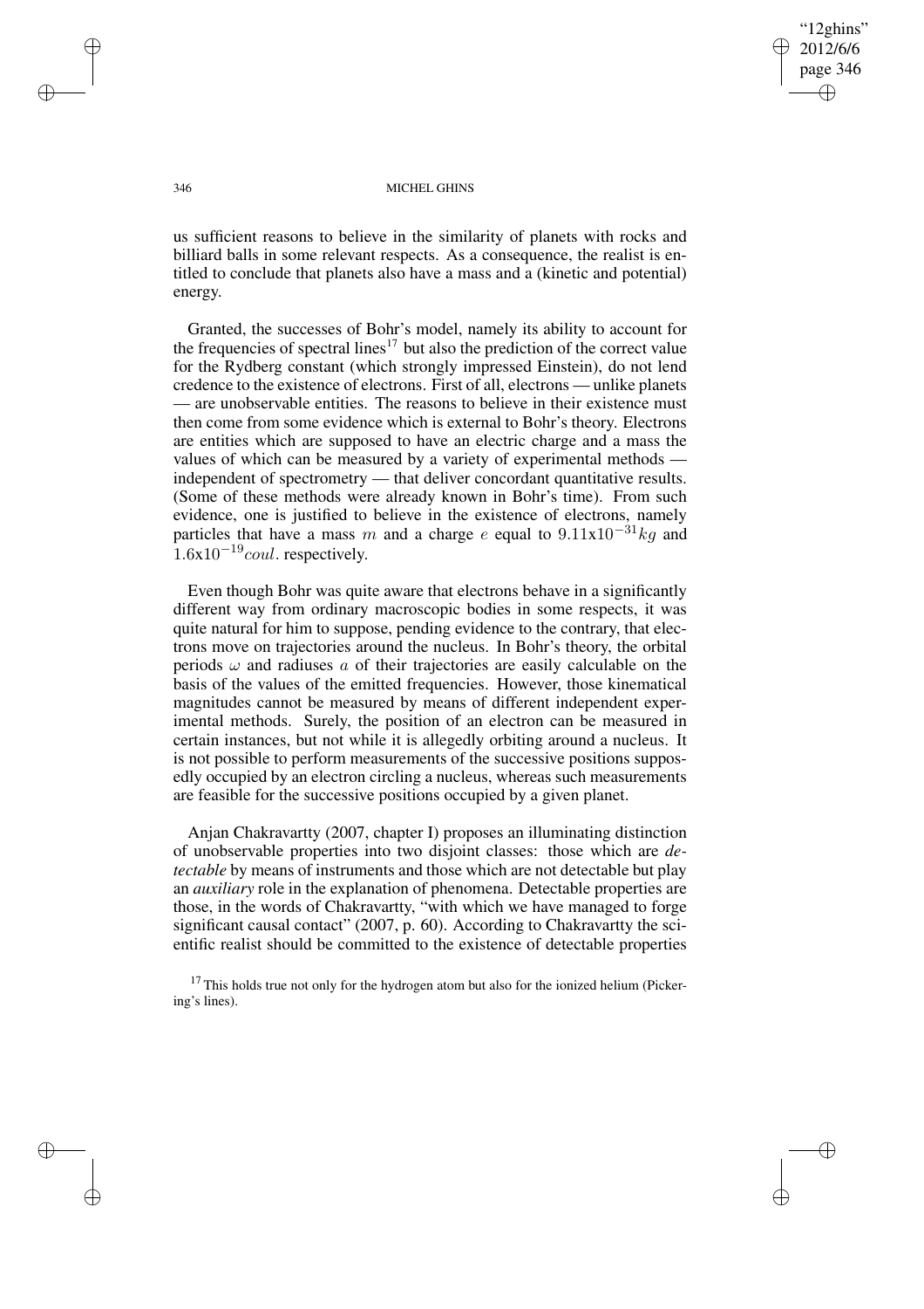us sufficient reasons to believe in the similarity of planets with rocks and billiard balls in some relevant respects. As a consequence, the realist is entitled to conclude that planets also have a mass and a (kinetic and potential) energy.

Granted, the successes of Bohr's model, namely its ability to account for the frequencies of spectral lines[17] but also the prediction of the correct value for the Rydberg constant (which strongly impressed Einstein), do not lend credence to the existence of electrons. First of all, electrons — unlike planets — are unobservable entities. The reasons to believe in their existence must then come from some evidence which is external to Bohr's theory. Electrons are entities which are supposed to have an electric charge and a mass the values of which can be measured by a variety of experimental methods — independent of spectrometry — that deliver concordant quantitative results. (Some of these methods were already known in Bohr's time). From such evidence, one is justified to believe in the existence of electrons, namely particles that have a mass $m$ and a charge $e$ equal to $9.11\text{x}10^{-31}kg$ and $1.6\text{x}10^{-19}coul$. respectively.

Even though Bohr was quite aware that electrons behave in a significantly different way from ordinary macroscopic bodies in some respects, it was quite natural for him to suppose, pending evidence to the contrary, that electrons move on trajectories around the nucleus. In Bohr's theory, the orbital periods $\omega$ and radiuses $a$ of their trajectories are easily calculable on the basis of the values of the emitted frequencies. However, those kinematical magnitudes cannot be measured by means of different independent experimental methods. Surely, the position of an electron can be measured in certain instances, but not while it is allegedly orbiting around a nucleus. It is not possible to perform measurements of the successive positions supposedly occupied by an electron circling a nucleus, whereas such measurements are feasible for the successive positions occupied by a given planet.

Anjan Chakravartty (2007, chapter I) proposes an illuminating distinction of unobservable properties into two disjoint classes: those which are *detectable* by means of instruments and those which are not detectable but play an *auxiliary* role in the explanation of phenomena. Detectable properties are those, in the words of Chakravartty, "with which we have managed to forge significant causal contact" (2007, p. 60). According to Chakravartty the scientific realist should be committed to the existence of detectable properties

[17] This holds true not only for the hydrogen atom but also for the ionized helium (Pickering's lines).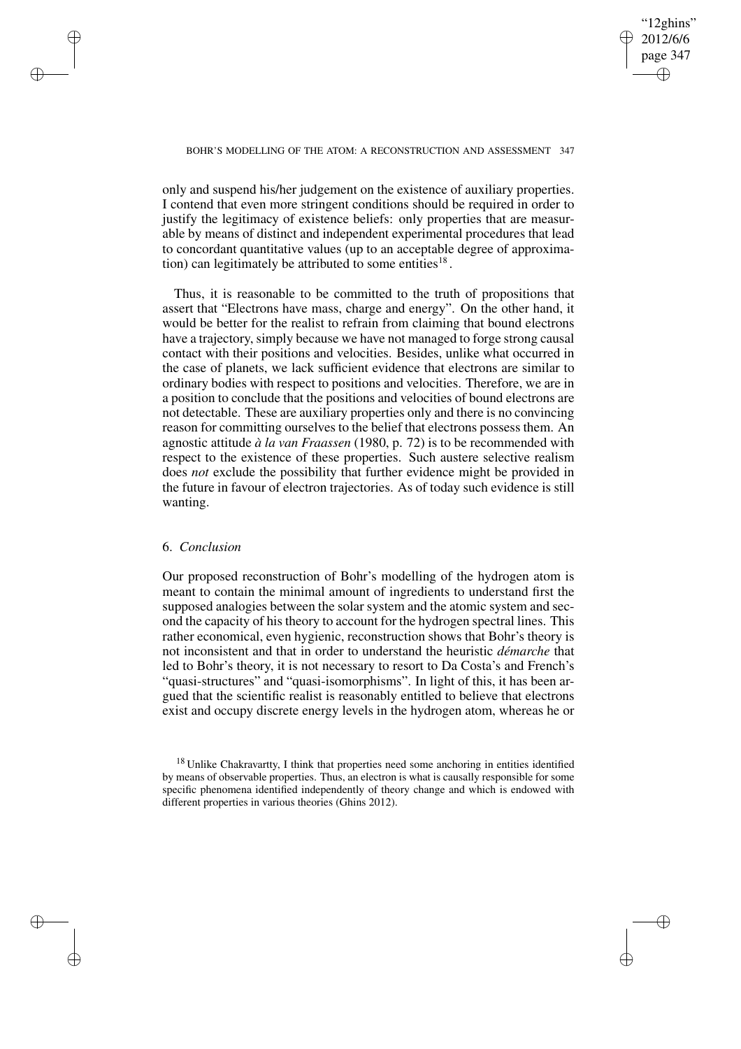only and suspend his/her judgement on the existence of auxiliary properties. I contend that even more stringent conditions should be required in order to justify the legitimacy of existence beliefs: only properties that are measurable by means of distinct and independent experimental procedures that lead to concordant quantitative values (up to an acceptable degree of approximation) can legitimately be attributed to some entities[18].

Thus, it is reasonable to be committed to the truth of propositions that assert that "Electrons have mass, charge and energy". On the other hand, it would be better for the realist to refrain from claiming that bound electrons have a trajectory, simply because we have not managed to forge strong causal contact with their positions and velocities. Besides, unlike what occurred in the case of planets, we lack sufficient evidence that electrons are similar to ordinary bodies with respect to positions and velocities. Therefore, we are in a position to conclude that the positions and velocities of bound electrons are not detectable. These are auxiliary properties only and there is no convincing reason for committing ourselves to the belief that electrons possess them. An agnostic attitude *à la van Fraassen* (1980, p. 72) is to be recommended with respect to the existence of these properties. Such austere selective realism does *not* exclude the possibility that further evidence might be provided in the future in favour of electron trajectories. As of today such evidence is still wanting.

## 6. *Conclusion*

Our proposed reconstruction of Bohr's modelling of the hydrogen atom is meant to contain the minimal amount of ingredients to understand first the supposed analogies between the solar system and the atomic system and second the capacity of his theory to account for the hydrogen spectral lines. This rather economical, even hygienic, reconstruction shows that Bohr's theory is not inconsistent and that in order to understand the heuristic *démarche* that led to Bohr's theory, it is not necessary to resort to Da Costa's and French's "quasi-structures" and "quasi-isomorphisms". In light of this, it has been argued that the scientific realist is reasonably entitled to believe that electrons exist and occupy discrete energy levels in the hydrogen atom, whereas he or

[18] Unlike Chakravartty, I think that properties need some anchoring in entities identified by means of observable properties. Thus, an electron is what is causally responsible for some specific phenomena identified independently of theory change and which is endowed with different properties in various theories (Ghins 2012).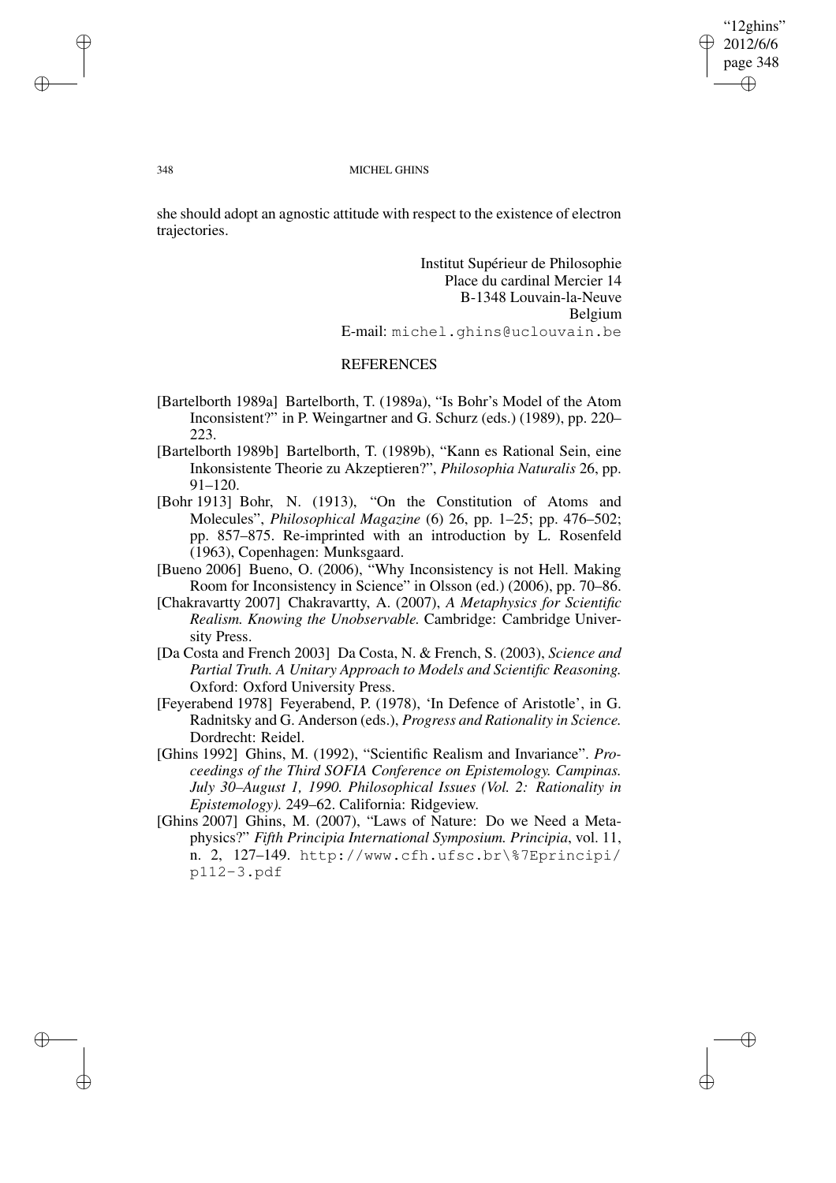she should adopt an agnostic attitude with respect to the existence of electron trajectories.

Institut Supérieur de Philosophie
Place du cardinal Mercier 14
B-1348 Louvain-la-Neuve
Belgium
E-mail: michel.ghins@uclouvain.be

## REFERENCES

[Bartelborth 1989a] Bartelborth, T. (1989a), "Is Bohr's Model of the Atom Inconsistent?" in P. Weingartner and G. Schurz (eds.) (1989), pp. 220–223.

[Bartelborth 1989b] Bartelborth, T. (1989b), "Kann es Rational Sein, eine Inkonsistente Theorie zu Akzeptieren?", *Philosophia Naturalis* 26, pp. 91–120.

[Bohr 1913] Bohr, N. (1913), "On the Constitution of Atoms and Molecules", *Philosophical Magazine* (6) 26, pp. 1–25; pp. 476–502; pp. 857–875. Re-imprinted with an introduction by L. Rosenfeld (1963), Copenhagen: Munksgaard.

[Bueno 2006] Bueno, O. (2006), "Why Inconsistency is not Hell. Making Room for Inconsistency in Science" in Olsson (ed.) (2006), pp. 70–86.

[Chakravartty 2007] Chakravartty, A. (2007), *A Metaphysics for Scientific Realism. Knowing the Unobservable.* Cambridge: Cambridge University Press.

[Da Costa and French 2003] Da Costa, N. & French, S. (2003), *Science and Partial Truth. A Unitary Approach to Models and Scientific Reasoning.* Oxford: Oxford University Press.

[Feyerabend 1978] Feyerabend, P. (1978), 'In Defence of Aristotle', in G. Radnitsky and G. Anderson (eds.), *Progress and Rationality in Science.* Dordrecht: Reidel.

[Ghins 1992] Ghins, M. (1992), "Scientific Realism and Invariance". *Proceedings of the Third SOFIA Conference on Epistemology. Campinas. July 30–August 1, 1990. Philosophical Issues (Vol. 2: Rationality in Epistemology).* 249–62. California: Ridgeview.

[Ghins 2007] Ghins, M. (2007), "Laws of Nature: Do we Need a Metaphysics?" *Fifth Principia International Symposium. Principia*, vol. 11, n. 2, 127–149. http://www.cfh.ufsc.br\%7Eprincipi/p112-3.pdf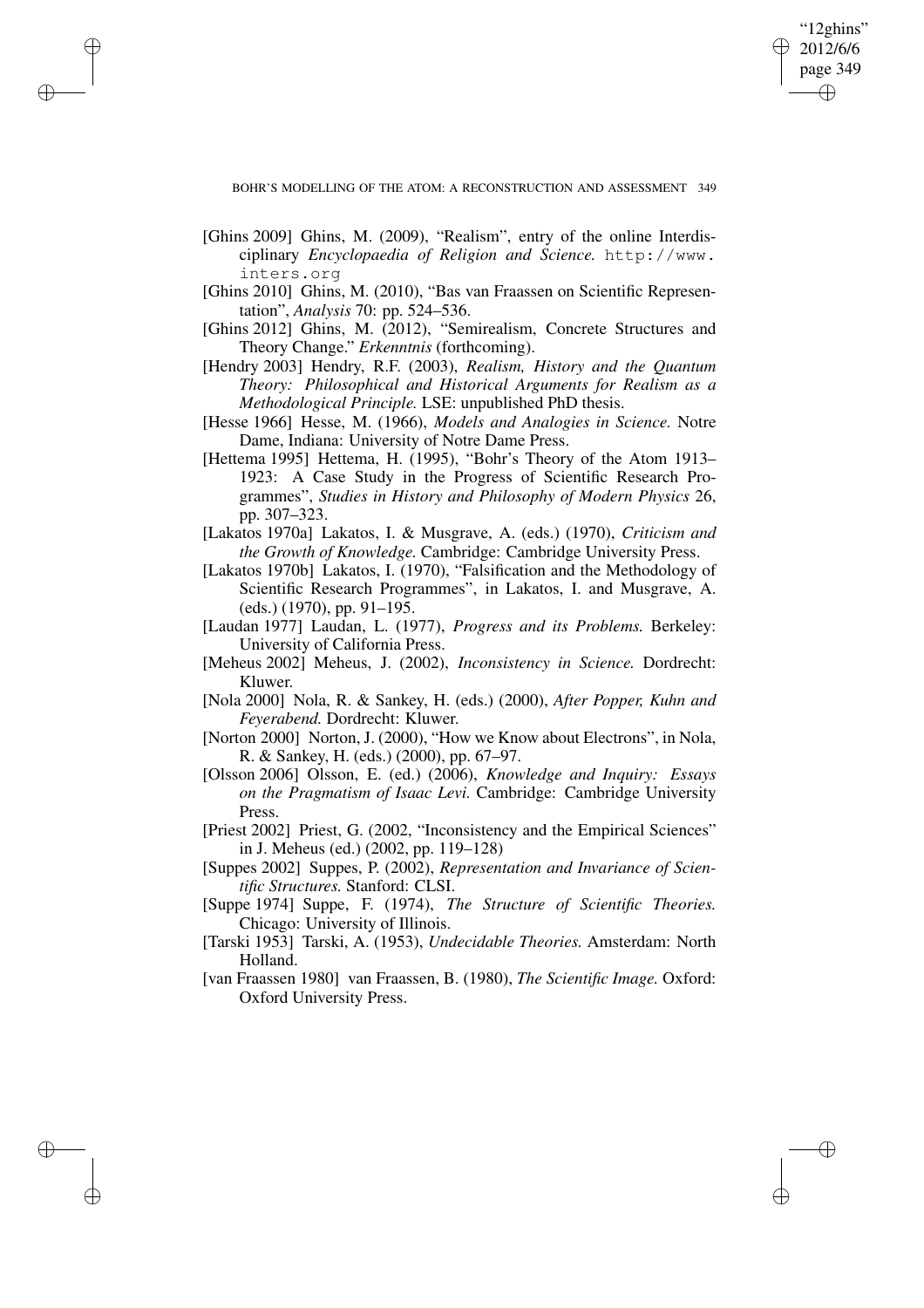[Ghins 2009] Ghins, M. (2009), "Realism", entry of the online Interdisciplinary *Encyclopaedia of Religion and Science.* http://www.inters.org

[Ghins 2010] Ghins, M. (2010), "Bas van Fraassen on Scientific Representation", *Analysis* 70: pp. 524–536.

[Ghins 2012] Ghins, M. (2012), "Semirealism, Concrete Structures and Theory Change." *Erkenntnis* (forthcoming).

[Hendry 2003] Hendry, R.F. (2003), *Realism, History and the Quantum Theory: Philosophical and Historical Arguments for Realism as a Methodological Principle.* LSE: unpublished PhD thesis.

[Hesse 1966] Hesse, M. (1966), *Models and Analogies in Science.* Notre Dame, Indiana: University of Notre Dame Press.

[Hettema 1995] Hettema, H. (1995), "Bohr's Theory of the Atom 1913–1923: A Case Study in the Progress of Scientific Research Programmes", *Studies in History and Philosophy of Modern Physics* 26, pp. 307–323.

[Lakatos 1970a] Lakatos, I. & Musgrave, A. (eds.) (1970), *Criticism and the Growth of Knowledge.* Cambridge: Cambridge University Press.

[Lakatos 1970b] Lakatos, I. (1970), "Falsification and the Methodology of Scientific Research Programmes", in Lakatos, I. and Musgrave, A. (eds.) (1970), pp. 91–195.

[Laudan 1977] Laudan, L. (1977), *Progress and its Problems.* Berkeley: University of California Press.

[Meheus 2002] Meheus, J. (2002), *Inconsistency in Science.* Dordrecht: Kluwer.

[Nola 2000] Nola, R. & Sankey, H. (eds.) (2000), *After Popper, Kuhn and Feyerabend.* Dordrecht: Kluwer.

[Norton 2000] Norton, J. (2000), "How we Know about Electrons", in Nola, R. & Sankey, H. (eds.) (2000), pp. 67–97.

[Olsson 2006] Olsson, E. (ed.) (2006), *Knowledge and Inquiry: Essays on the Pragmatism of Isaac Levi.* Cambridge: Cambridge University Press.

[Priest 2002] Priest, G. (2002, "Inconsistency and the Empirical Sciences" in J. Meheus (ed.) (2002, pp. 119–128)

[Suppes 2002] Suppes, P. (2002), *Representation and Invariance of Scientific Structures.* Stanford: CLSI.

[Suppe 1974] Suppe, F. (1974), *The Structure of Scientific Theories.* Chicago: University of Illinois.

[Tarski 1953] Tarski, A. (1953), *Undecidable Theories.* Amsterdam: North Holland.

[van Fraassen 1980] van Fraassen, B. (1980), *The Scientific Image.* Oxford: Oxford University Press.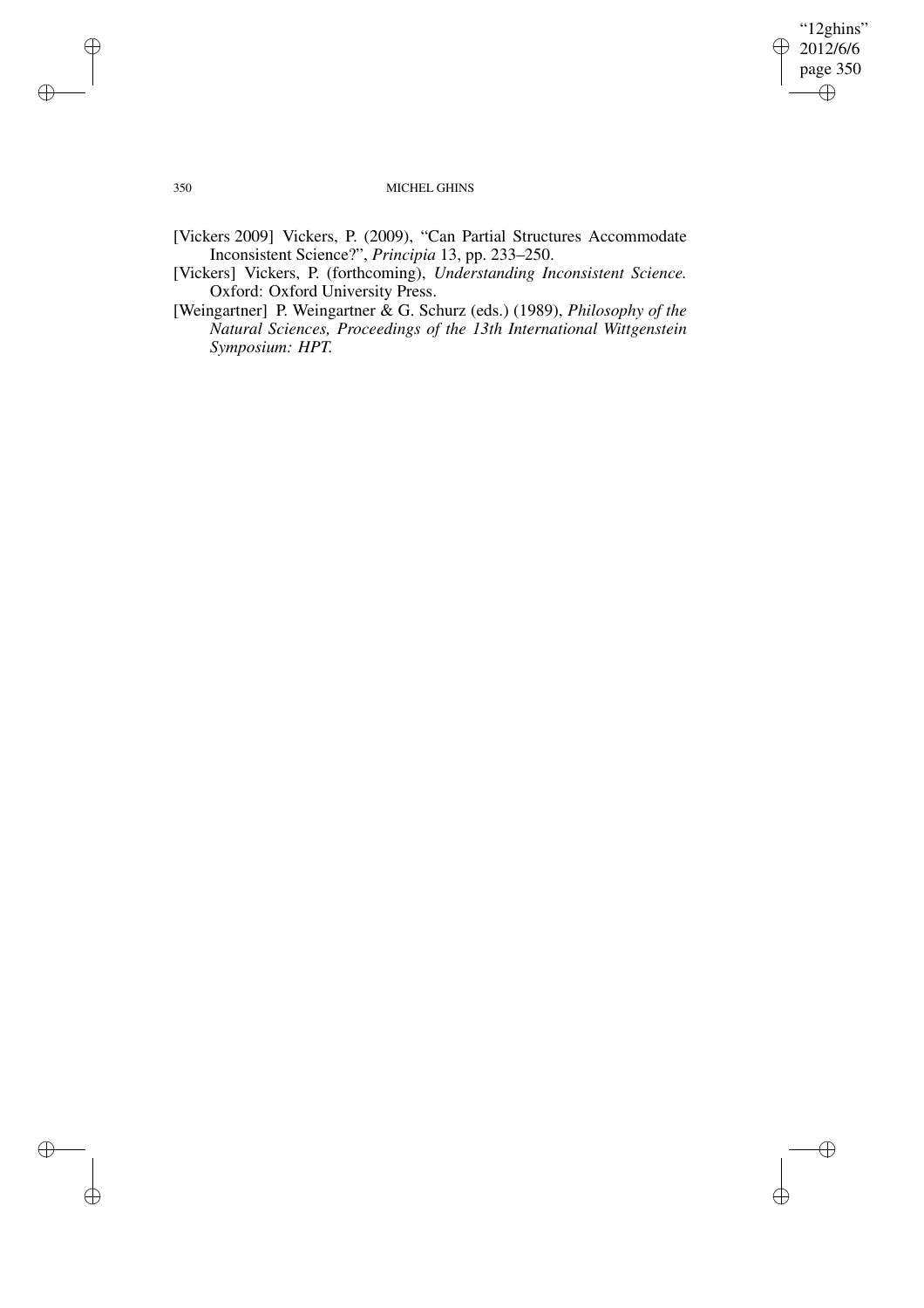[Vickers 2009] Vickers, P. (2009), "Can Partial Structures Accommodate Inconsistent Science?", *Principia* 13, pp. 233–250.

[Vickers] Vickers, P. (forthcoming), *Understanding Inconsistent Science.* Oxford: Oxford University Press.

[Weingartner] P. Weingartner & G. Schurz (eds.) (1989), *Philosophy of the Natural Sciences, Proceedings of the 13th International Wittgenstein Symposium: HPT.*